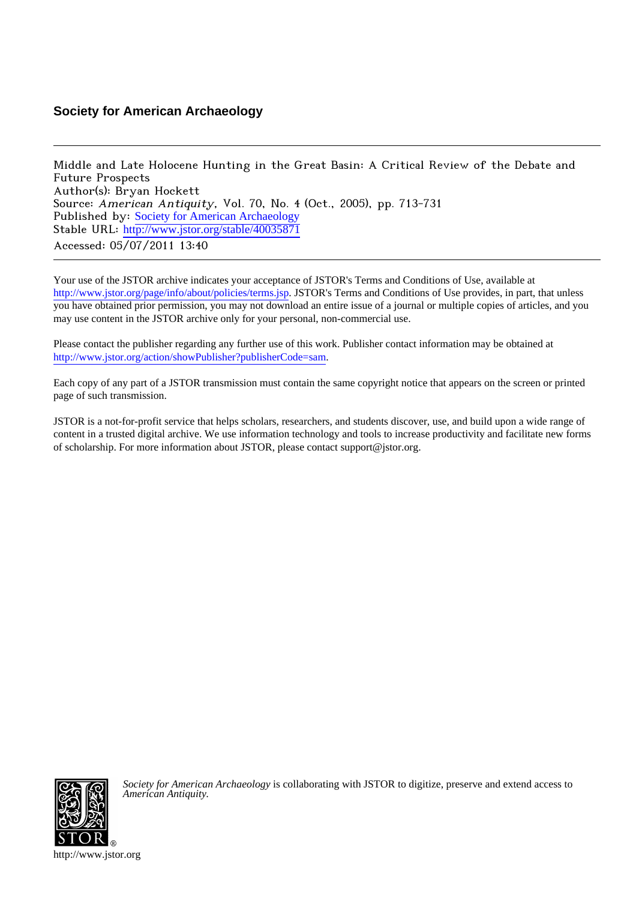**Society for American Archaeology**

---

Middle and Late Holocene Hunting in the Great Basin: A Critical Review of the Debate and Future Prospects
Author(s): Bryan Hockett
Source: *American Antiquity*, Vol. 70, No. 4 (Oct., 2005), pp. 713-731
Published by: Society for American Archaeology
Stable URL: http://www.jstor.org/stable/40035871
Accessed: 05/07/2011 13:40

---

Your use of the JSTOR archive indicates your acceptance of JSTOR's Terms and Conditions of Use, available at http://www.jstor.org/page/info/about/policies/terms.jsp. JSTOR's Terms and Conditions of Use provides, in part, that unless you have obtained prior permission, you may not download an entire issue of a journal or multiple copies of articles, and you may use content in the JSTOR archive only for your personal, non-commercial use.

Please contact the publisher regarding any further use of this work. Publisher contact information may be obtained at http://www.jstor.org/action/showPublisher?publisherCode=sam.

Each copy of any part of a JSTOR transmission must contain the same copyright notice that appears on the screen or printed page of such transmission.

JSTOR is a not-for-profit service that helps scholars, researchers, and students discover, use, and build upon a wide range of content in a trusted digital archive. We use information technology and tools to increase productivity and facilitate new forms of scholarship. For more information about JSTOR, please contact support@jstor.org.

*Society for American Archaeology* is collaborating with JSTOR to digitize, preserve and extend access to *American Antiquity.*

http://www.jstor.org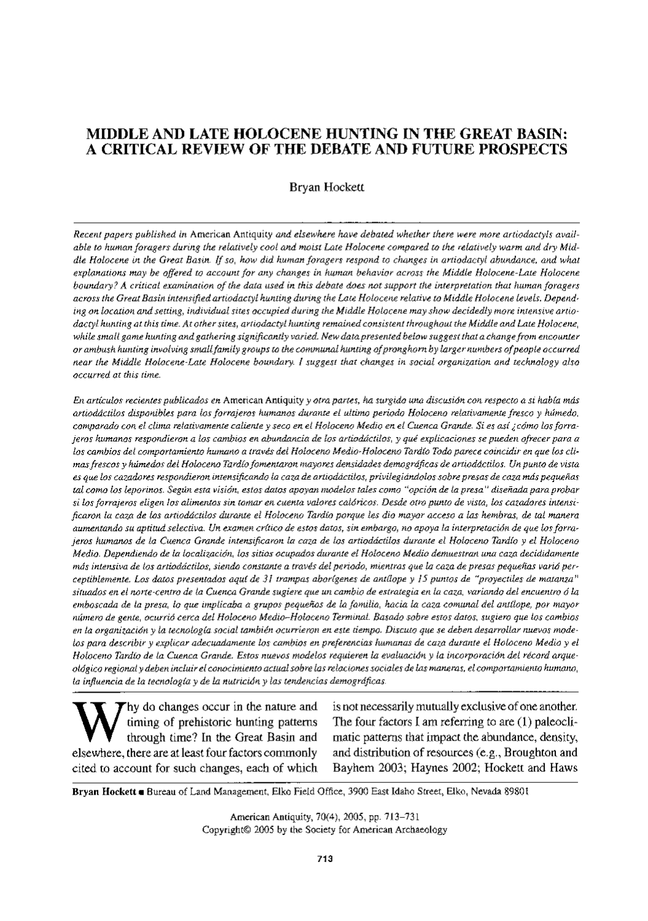# MIDDLE AND LATE HOLOCENE HUNTING IN THE GREAT BASIN: A CRITICAL REVIEW OF THE DEBATE AND FUTURE PROSPECTS

Bryan Hockett

*Recent papers published in* American Antiquity *and elsewhere have debated whether there were more artiodactyls available to human foragers during the relatively cool and moist Late Holocene compared to the relatively warm and dry Middle Holocene in the Great Basin. If so, how did human foragers respond to changes in artiodactyl abundance, and what explanations may be offered to account for any changes in human behavior across the Middle Holocene-Late Holocene boundary? A critical examination of the data used in this debate does not support the interpretation that human foragers across the Great Basin intensified artiodactyl hunting during the Late Holocene relative to Middle Holocene levels. Depending on location and setting, individual sites occupied during the Middle Holocene may show decidedly more intensive artiodactyl hunting at this time. At other sites, artiodactyl hunting remained consistent throughout the Middle and Late Holocene, while small game hunting and gathering significantly varied. New data presented below suggest that a change from encounter or ambush hunting involving small family groups to the communal hunting of pronghorn by larger numbers of people occurred near the Middle Holocene-Late Holocene boundary. I suggest that changes in social organization and technology also occurred at this time.*

*En artículos recientes publicados en* American Antiquity *y otra partes, ha surgido una discusión con respecto a si había más artiodáctilos disponibles para los forrajeros humanos durante el ultimo periodo Holoceno relativamente fresco y húmedo, comparado con el clima relativamente caliente y seco en el Holoceno Medio en el Cuenca Grande. Si es así ¿cómo los forrajeros humanos respondieron a los cambios en abundancia de los artiodáctilos, y qué explicaciones se pueden ofrecer para a los cambios del comportamiento humano a través del Holoceno Medio-Holoceno Tardío Todo parece coincidir en que los climas frescos y húmedos del Holoceno Tardío fomentaron mayores densidades demográficas de artiodáctilos. Un punto de vista es que los cazadores respondieron intensificando la caza de artiodáctilos, privilegiándolos sobre presas de caza más pequeñas tal como los leporinos. Según esta visión, estos datos apoyan modelos tales como "opción de la presa" diseñada para probar si los forrajeros eligen los alimentos sin tomar en cuenta valores calóricos. Desde otro punto de vista, los cazadores intensificaron la caza de los artiodáctilos durante el Holoceno Tardío porque les dio mayor acceso a las hembras, de tal manera aumentando su aptitud selectiva. Un examen crítico de estos datos, sin embargo, no apoya la interpretación de que los forrajeros humanos de la Cuenca Grande intensificaron la caza de los artiodáctilos durante el Holoceno Tardío y el Holoceno Medio. Dependiendo de la localización, los sitios ocupados durante el Holoceno Medio demuestran una caza decididamente más intensiva de los artiodáctilos, siendo constante a través del periodo, mientras que la caza de presas pequeñas varió perceptiblemente. Los datos presentados aquí de 31 trampas aborígenes de antílope y 15 puntos de "proyectiles de matanza" situados en el norte-centro de la Cuenca Grande sugiere que un cambio de estrategia en la caza, variando del encuentro ó la emboscada de la presa, lo que implicaba a grupos pequeños de la familia, hacia la caza comunal del antílope, por mayor número de gente, ocurrió cerca del Holoceno Medio–Holoceno Terminal. Basado sobre estos datos, sugiero que los cambios en la organización y la tecnología social también ocurrieron en este tiempo. Discuto que se deben desarrollar nuevos modelos para describir y explicar adecuadamente los cambios en preferencias humanas de caza durante el Holoceno Medio y el Holoceno Tardío de la Cuenca Grande. Estos nuevos modelos requieren la evaluación y la incorporación del récord arqueológico regional y deben incluir el conocimiento actual sobre las relaciones sociales de las maneras, el comportamiento humano, la influencia de la tecnología y de la nutrición y las tendencias demográficas.*

Why do changes occur in the nature and timing of prehistoric hunting patterns through time? In the Great Basin and elsewhere, there are at least four factors commonly cited to account for such changes, each of which is not necessarily mutually exclusive of one another. The four factors I am referring to are (1) paleoclimatic patterns that impact the abundance, density, and distribution of resources (e.g., Broughton and Bayhem 2003; Haynes 2002; Hockett and Haws

**Bryan Hockett** ■ Bureau of Land Management, Elko Field Office, 3900 East Idaho Street, Elko, Nevada 89801

American Antiquity, 70(4), 2005, pp. 713–731
Copyright© 2005 by the Society for American Archaeology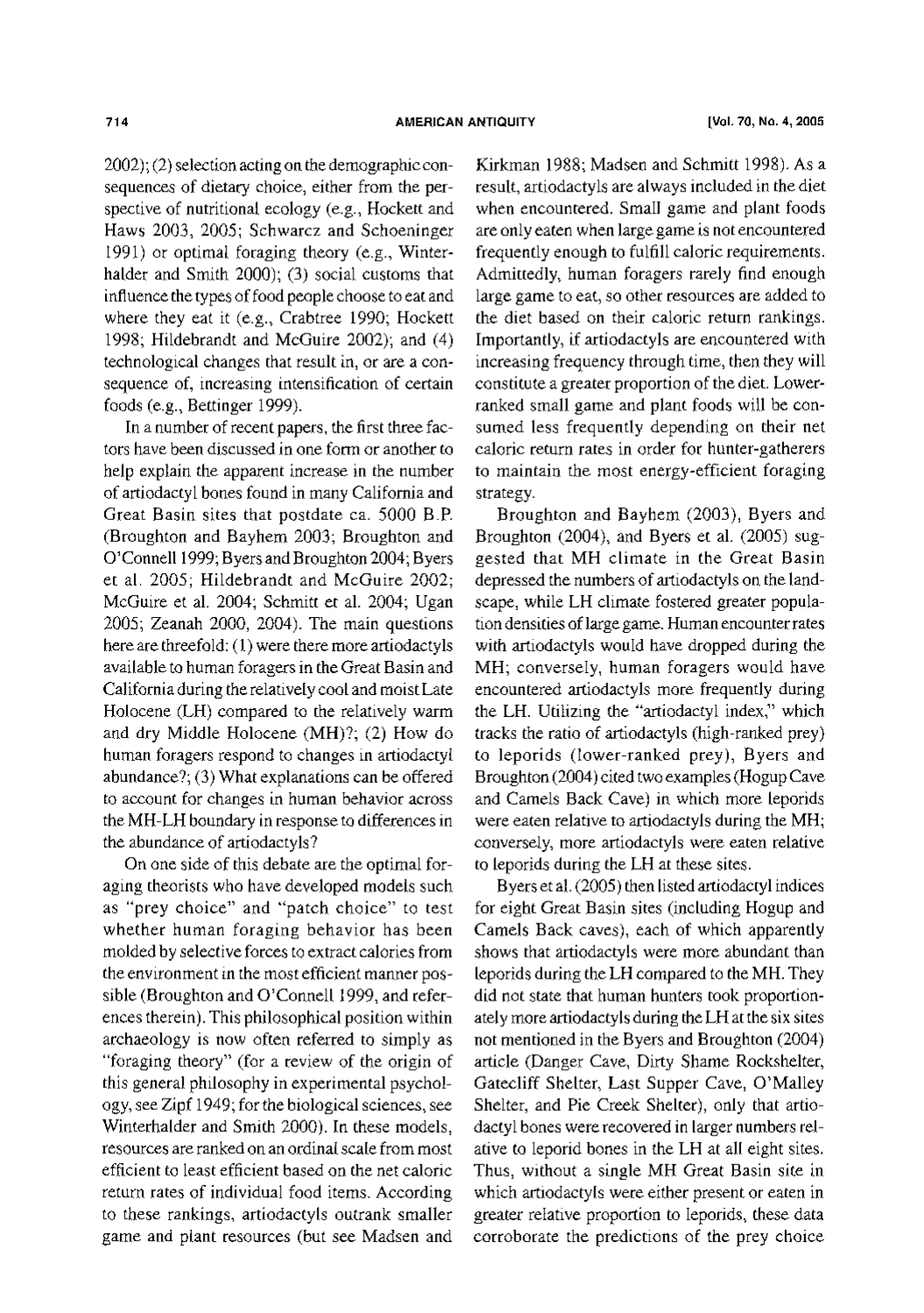2002); (2) selection acting on the demographic consequences of dietary choice, either from the perspective of nutritional ecology (e.g., Hockett and Haws 2003, 2005; Schwarcz and Schoeninger 1991) or optimal foraging theory (e.g., Winterhalder and Smith 2000); (3) social customs that influence the types of food people choose to eat and where they eat it (e.g., Crabtree 1990; Hockett 1998; Hildebrandt and McGuire 2002); and (4) technological changes that result in, or are a consequence of, increasing intensification of certain foods (e.g., Bettinger 1999).

In a number of recent papers, the first three factors have been discussed in one form or another to help explain the apparent increase in the number of artiodactyl bones found in many California and Great Basin sites that postdate ca. 5000 B.P. (Broughton and Bayhem 2003; Broughton and O'Connell 1999; Byers and Broughton 2004; Byers et al. 2005; Hildebrandt and McGuire 2002; McGuire et al. 2004; Schmitt et al. 2004; Ugan 2005; Zeanah 2000, 2004). The main questions here are threefold: (1) were there more artiodactyls available to human foragers in the Great Basin and California during the relatively cool and moist Late Holocene (LH) compared to the relatively warm and dry Middle Holocene (MH)?; (2) How do human foragers respond to changes in artiodactyl abundance?; (3) What explanations can be offered to account for changes in human behavior across the MH-LH boundary in response to differences in the abundance of artiodactyls?

On one side of this debate are the optimal foraging theorists who have developed models such as "prey choice" and "patch choice" to test whether human foraging behavior has been molded by selective forces to extract calories from the environment in the most efficient manner possible (Broughton and O'Connell 1999, and references therein). This philosophical position within archaeology is now often referred to simply as "foraging theory" (for a review of the origin of this general philosophy in experimental psychology, see Zipf 1949; for the biological sciences, see Winterhalder and Smith 2000). In these models, resources are ranked on an ordinal scale from most efficient to least efficient based on the net caloric return rates of individual food items. According to these rankings, artiodactyls outrank smaller game and plant resources (but see Madsen and Kirkman 1988; Madsen and Schmitt 1998). As a result, artiodactyls are always included in the diet when encountered. Small game and plant foods are only eaten when large game is not encountered frequently enough to fulfill caloric requirements. Admittedly, human foragers rarely find enough large game to eat, so other resources are added to the diet based on their caloric return rankings. Importantly, if artiodactyls are encountered with increasing frequency through time, then they will constitute a greater proportion of the diet. Lower-ranked small game and plant foods will be consumed less frequently depending on their net caloric return rates in order for hunter-gatherers to maintain the most energy-efficient foraging strategy.

Broughton and Bayhem (2003), Byers and Broughton (2004), and Byers et al. (2005) suggested that MH climate in the Great Basin depressed the numbers of artiodactyls on the landscape, while LH climate fostered greater population densities of large game. Human encounter rates with artiodactyls would have dropped during the MH; conversely, human foragers would have encountered artiodactyls more frequently during the LH. Utilizing the "artiodactyl index," which tracks the ratio of artiodactyls (high-ranked prey) to leporids (lower-ranked prey), Byers and Broughton (2004) cited two examples (Hogup Cave and Camels Back Cave) in which more leporids were eaten relative to artiodactyls during the MH; conversely, more artiodactyls were eaten relative to leporids during the LH at these sites.

Byers et al. (2005) then listed artiodactyl indices for eight Great Basin sites (including Hogup and Camels Back caves), each of which apparently shows that artiodactyls were more abundant than leporids during the LH compared to the MH. They did not state that human hunters took proportionately more artiodactyls during the LH at the six sites not mentioned in the Byers and Broughton (2004) article (Danger Cave, Dirty Shame Rockshelter, Gatecliff Shelter, Last Supper Cave, O'Malley Shelter, and Pie Creek Shelter), only that artiodactyl bones were recovered in larger numbers relative to leporid bones in the LH at all eight sites. Thus, without a single MH Great Basin site in which artiodactyls were either present or eaten in greater relative proportion to leporids, these data corroborate the predictions of the prey choice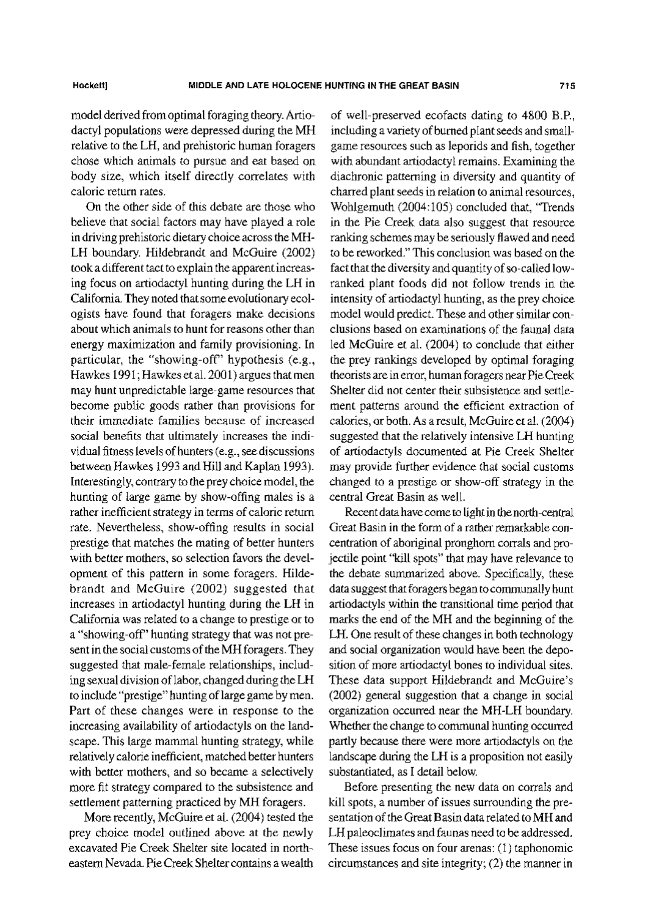model derived from optimal foraging theory. Artiodactyl populations were depressed during the MH relative to the LH, and prehistoric human foragers chose which animals to pursue and eat based on body size, which itself directly correlates with caloric return rates.

On the other side of this debate are those who believe that social factors may have played a role in driving prehistoric dietary choice across the MH-LH boundary. Hildebrandt and McGuire (2002) took a different tact to explain the apparent increasing focus on artiodactyl hunting during the LH in California. They noted that some evolutionary ecologists have found that foragers make decisions about which animals to hunt for reasons other than energy maximization and family provisioning. In particular, the "showing-off" hypothesis (e.g., Hawkes 1991; Hawkes et al. 2001) argues that men may hunt unpredictable large-game resources that become public goods rather than provisions for their immediate families because of increased social benefits that ultimately increases the individual fitness levels of hunters (e.g., see discussions between Hawkes 1993 and Hill and Kaplan 1993). Interestingly, contrary to the prey choice model, the hunting of large game by show-offing males is a rather inefficient strategy in terms of caloric return rate. Nevertheless, show-offing results in social prestige that matches the mating of better hunters with better mothers, so selection favors the development of this pattern in some foragers. Hildebrandt and McGuire (2002) suggested that increases in artiodactyl hunting during the LH in California was related to a change to prestige or to a "showing-off" hunting strategy that was not present in the social customs of the MH foragers. They suggested that male-female relationships, including sexual division of labor, changed during the LH to include "prestige" hunting of large game by men. Part of these changes were in response to the increasing availability of artiodactyls on the landscape. This large mammal hunting strategy, while relatively calorie inefficient, matched better hunters with better mothers, and so became a selectively more fit strategy compared to the subsistence and settlement patterning practiced by MH foragers.

More recently, McGuire et al. (2004) tested the prey choice model outlined above at the newly excavated Pie Creek Shelter site located in northeastern Nevada. Pie Creek Shelter contains a wealth of well-preserved ecofacts dating to 4800 B.P., including a variety of burned plant seeds and small-game resources such as leporids and fish, together with abundant artiodactyl remains. Examining the diachronic patterning in diversity and quantity of charred plant seeds in relation to animal resources, Wohlgemuth (2004:105) concluded that, "Trends in the Pie Creek data also suggest that resource ranking schemes may be seriously flawed and need to be reworked." This conclusion was based on the fact that the diversity and quantity of so-called low-ranked plant foods did not follow trends in the intensity of artiodactyl hunting, as the prey choice model would predict. These and other similar conclusions based on examinations of the faunal data led McGuire et al. (2004) to conclude that either the prey rankings developed by optimal foraging theorists are in error, human foragers near Pie Creek Shelter did not center their subsistence and settlement patterns around the efficient extraction of calories, or both. As a result, McGuire et al. (2004) suggested that the relatively intensive LH hunting of artiodactyls documented at Pie Creek Shelter may provide further evidence that social customs changed to a prestige or show-off strategy in the central Great Basin as well.

Recent data have come to light in the north-central Great Basin in the form of a rather remarkable concentration of aboriginal pronghorn corrals and projectile point "kill spots" that may have relevance to the debate summarized above. Specifically, these data suggest that foragers began to communally hunt artiodactyls within the transitional time period that marks the end of the MH and the beginning of the LH. One result of these changes in both technology and social organization would have been the deposition of more artiodactyl bones to individual sites. These data support Hildebrandt and McGuire's (2002) general suggestion that a change in social organization occurred near the MH-LH boundary. Whether the change to communal hunting occurred partly because there were more artiodactyls on the landscape during the LH is a proposition not easily substantiated, as I detail below.

Before presenting the new data on corrals and kill spots, a number of issues surrounding the presentation of the Great Basin data related to MH and LH paleoclimates and faunas need to be addressed. These issues focus on four arenas: (1) taphonomic circumstances and site integrity; (2) the manner in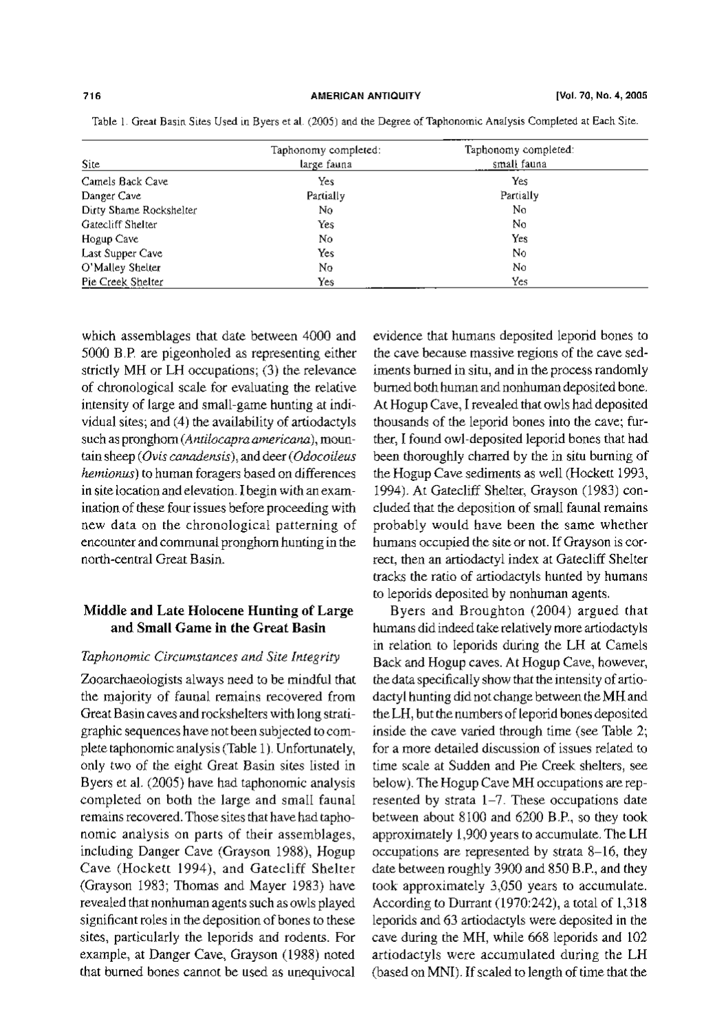Table 1. Great Basin Sites Used in Byers et al. (2005) and the Degree of Taphonomic Analysis Completed at Each Site.

| Site | Taphonomy completed: large fauna | Taphonomy completed: small fauna |
|---|---|---|
| Camels Back Cave | Yes | Yes |
| Danger Cave | Partially | Partially |
| Dirty Shame Rockshelter | No | No |
| Gatecliff Shelter | Yes | No |
| Hogup Cave | No | Yes |
| Last Supper Cave | Yes | No |
| O'Malley Shelter | No | No |
| Pie Creek Shelter | Yes | Yes |

which assemblages that date between 4000 and 5000 B.P. are pigeonholed as representing either strictly MH or LH occupations; (3) the relevance of chronological scale for evaluating the relative intensity of large and small-game hunting at individual sites; and (4) the availability of artiodactyls such as pronghorn (*Antilocapra americana*), mountain sheep (*Ovis canadensis*), and deer (*Odocoileus hemionus*) to human foragers based on differences in site location and elevation. I begin with an examination of these four issues before proceeding with new data on the chronological patterning of encounter and communal pronghorn hunting in the north-central Great Basin.

## Middle and Late Holocene Hunting of Large and Small Game in the Great Basin

### *Taphonomic Circumstances and Site Integrity*

Zooarchaeologists always need to be mindful that the majority of faunal remains recovered from Great Basin caves and rockshelters with long stratigraphic sequences have not been subjected to complete taphonomic analysis (Table 1). Unfortunately, only two of the eight Great Basin sites listed in Byers et al. (2005) have had taphonomic analysis completed on both the large and small faunal remains recovered. Those sites that have had taphonomic analysis on parts of their assemblages, including Danger Cave (Grayson 1988), Hogup Cave (Hockett 1994), and Gatecliff Shelter (Grayson 1983; Thomas and Mayer 1983) have revealed that nonhuman agents such as owls played significant roles in the deposition of bones to these sites, particularly the leporids and rodents. For example, at Danger Cave, Grayson (1988) noted that burned bones cannot be used as unequivocal evidence that humans deposited leporid bones to the cave because massive regions of the cave sediments burned in situ, and in the process randomly burned both human and nonhuman deposited bone. At Hogup Cave, I revealed that owls had deposited thousands of the leporid bones into the cave; further, I found owl-deposited leporid bones that had been thoroughly charred by the in situ burning of the Hogup Cave sediments as well (Hockett 1993, 1994). At Gatecliff Shelter, Grayson (1983) concluded that the deposition of small faunal remains probably would have been the same whether humans occupied the site or not. If Grayson is correct, then an artiodactyl index at Gatecliff Shelter tracks the ratio of artiodactyls hunted by humans to leporids deposited by nonhuman agents.

Byers and Broughton (2004) argued that humans did indeed take relatively more artiodactyls in relation to leporids during the LH at Camels Back and Hogup caves. At Hogup Cave, however, the data specifically show that the intensity of artiodactyl hunting did not change between the MH and the LH, but the numbers of leporid bones deposited inside the cave varied through time (see Table 2; for a more detailed discussion of issues related to time scale at Sudden and Pie Creek shelters, see below). The Hogup Cave MH occupations are represented by strata 1–7. These occupations date between about 8100 and 6200 B.P., so they took approximately 1,900 years to accumulate. The LH occupations are represented by strata 8–16, they date between roughly 3900 and 850 B.P., and they took approximately 3,050 years to accumulate. According to Durrant (1970:242), a total of 1,318 leporids and 63 artiodactyls were deposited in the cave during the MH, while 668 leporids and 102 artiodactyls were accumulated during the LH (based on MNI). If scaled to length of time that the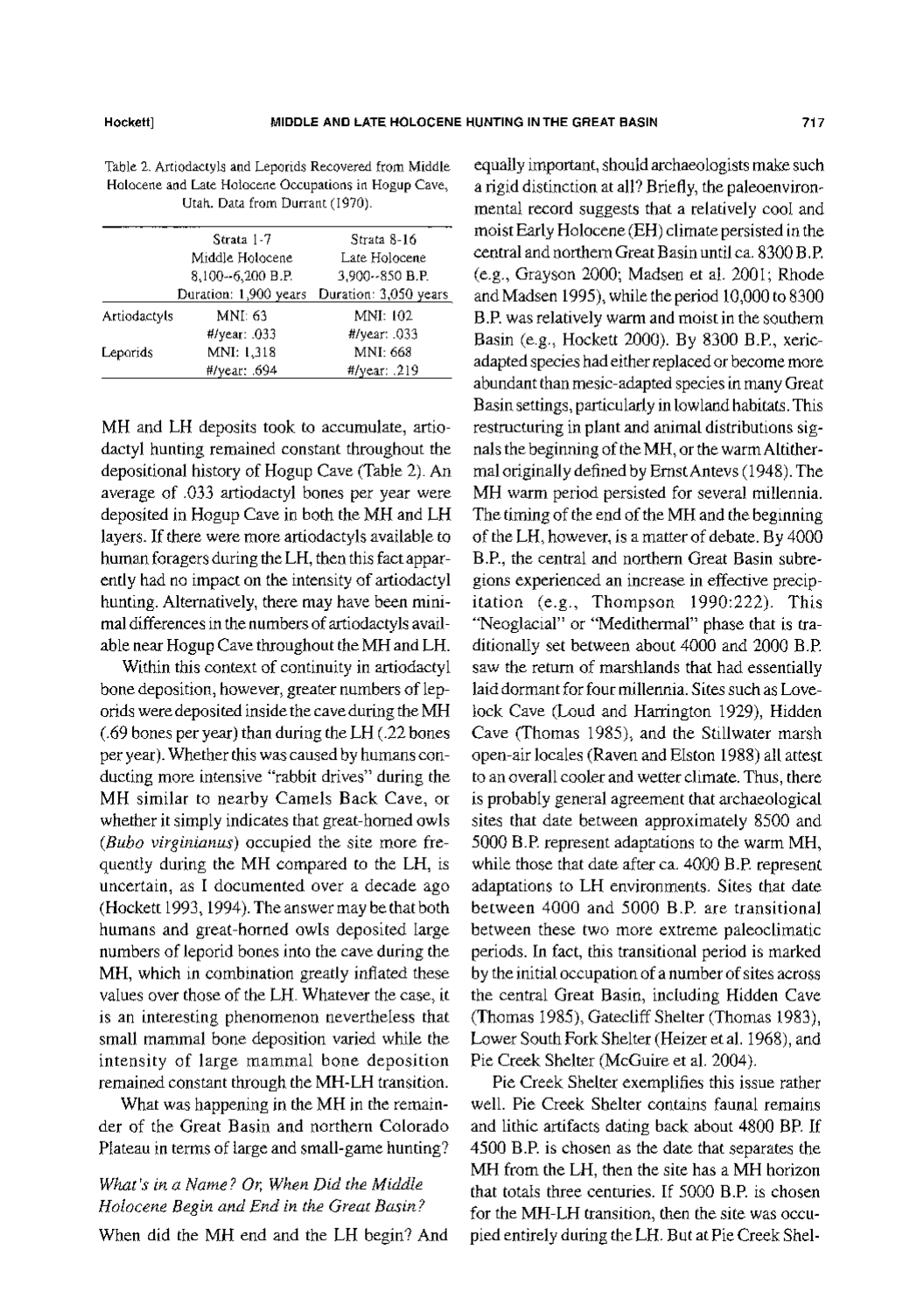Table 2. Artiodactyls and Leporids Recovered from Middle Holocene and Late Holocene Occupations in Hogup Cave, Utah. Data from Durrant (1970).

| | Strata 1-7 Middle Holocene 8,100--6,200 B.P. Duration: 1,900 years | Strata 8-16 Late Holocene 3,900--850 B.P. Duration: 3,050 years |
|---|---|---|
| Artiodactyls | MNI: 63 | MNI: 102 |
| | #/year: .033 | #/year: .033 |
| Leporids | MNI: 1,318 | MNI: 668 |
| | #/year: .694 | #/year: .219 |

MH and LH deposits took to accumulate, artiodactyl hunting remained constant throughout the depositional history of Hogup Cave (Table 2). An average of .033 artiodactyl bones per year were deposited in Hogup Cave in both the MH and LH layers. If there were more artiodactyls available to human foragers during the LH, then this fact apparently had no impact on the intensity of artiodactyl hunting. Alternatively, there may have been minimal differences in the numbers of artiodactyls available near Hogup Cave throughout the MH and LH.

Within this context of continuity in artiodactyl bone deposition, however, greater numbers of leporids were deposited inside the cave during the MH (.69 bones per year) than during the LH (.22 bones per year). Whether this was caused by humans conducting more intensive "rabbit drives" during the MH similar to nearby Camels Back Cave, or whether it simply indicates that great-horned owls (*Bubo virginianus*) occupied the site more frequently during the MH compared to the LH, is uncertain, as I documented over a decade ago (Hockett 1993, 1994). The answer may be that both humans and great-horned owls deposited large numbers of leporid bones into the cave during the MH, which in combination greatly inflated these values over those of the LH. Whatever the case, it is an interesting phenomenon nevertheless that small mammal bone deposition varied while the intensity of large mammal bone deposition remained constant through the MH-LH transition.

What was happening in the MH in the remainder of the Great Basin and northern Colorado Plateau in terms of large and small-game hunting?

### *What's in a Name? Or, When Did the Middle Holocene Begin and End in the Great Basin?*

When did the MH end and the LH begin? And equally important, should archaeologists make such a rigid distinction at all? Briefly, the paleoenvironmental record suggests that a relatively cool and moist Early Holocene (EH) climate persisted in the central and northern Great Basin until ca. 8300 B.P. (e.g., Grayson 2000; Madsen et al. 2001; Rhode and Madsen 1995), while the period 10,000 to 8300 B.P. was relatively warm and moist in the southern Basin (e.g., Hockett 2000). By 8300 B.P., xeric-adapted species had either replaced or become more abundant than mesic-adapted species in many Great Basin settings, particularly in lowland habitats. This restructuring in plant and animal distributions signals the beginning of the MH, or the warm Altithermal originally defined by Ernst Antevs (1948). The MH warm period persisted for several millennia. The timing of the end of the MH and the beginning of the LH, however, is a matter of debate. By 4000 B.P., the central and northern Great Basin subregions experienced an increase in effective precipitation (e.g., Thompson 1990:222). This "Neoglacial" or "Medithermal" phase that is traditionally set between about 4000 and 2000 B.P. saw the return of marshlands that had essentially laid dormant for four millennia. Sites such as Lovelock Cave (Loud and Harrington 1929), Hidden Cave (Thomas 1985), and the Stillwater marsh open-air locales (Raven and Elston 1988) all attest to an overall cooler and wetter climate. Thus, there is probably general agreement that archaeological sites that date between approximately 8500 and 5000 B.P. represent adaptations to the warm MH, while those that date after ca. 4000 B.P. represent adaptations to LH environments. Sites that date between 4000 and 5000 B.P. are transitional between these two more extreme paleoclimatic periods. In fact, this transitional period is marked by the initial occupation of a number of sites across the central Great Basin, including Hidden Cave (Thomas 1985), Gatecliff Shelter (Thomas 1983), Lower South Fork Shelter (Heizer et al. 1968), and Pie Creek Shelter (McGuire et al. 2004).

Pie Creek Shelter exemplifies this issue rather well. Pie Creek Shelter contains faunal remains and lithic artifacts dating back about 4800 BP. If 4500 B.P. is chosen as the date that separates the MH from the LH, then the site has a MH horizon that totals three centuries. If 5000 B.P. is chosen for the MH-LH transition, then the site was occupied entirely during the LH. But at Pie Creek Shel-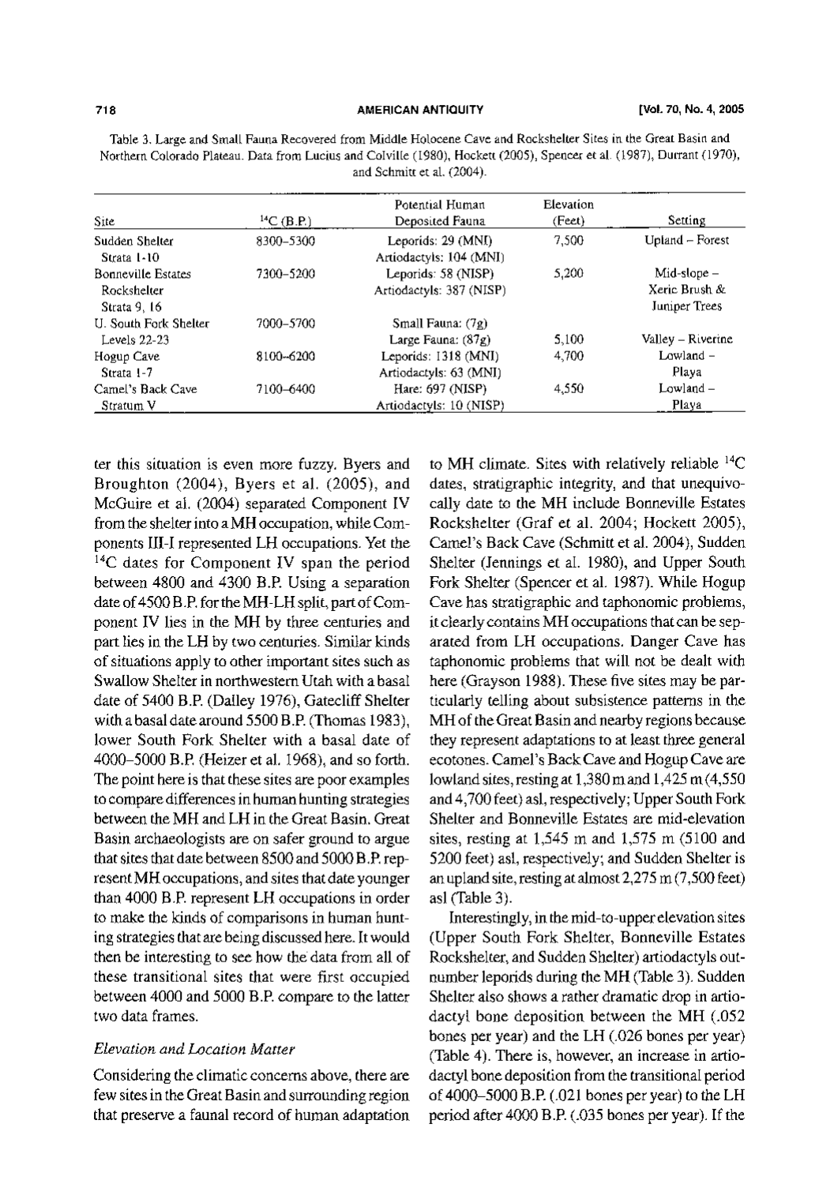Table 3. Large and Small Fauna Recovered from Middle Holocene Cave and Rockshelter Sites in the Great Basin and Northern Colorado Plateau. Data from Lucius and Colville (1980), Hockett (2005), Spencer et al. (1987), Durrant (1970), and Schmitt et al. (2004).

| Site | $^{14}C$ (B.P.) | Potential Human Deposited Fauna | Elevation (Feet) | Setting |
|---|---|---|---|---|
| Sudden Shelter Strata 1-10 | 8300–5300 | Leporids: 29 (MNI) Artiodactyls: 104 (MNI) | 7,500 | Upland – Forest |
| Bonneville Estates Rockshelter Strata 9, 16 | 7300–5200 | Leporids: 58 (NISP) Artiodactyls: 387 (NISP) | 5,200 | Mid-slope – Xeric Brush & Juniper Trees |
| U. South Fork Shelter Levels 22-23 | 7000–5700 | Small Fauna: (7g) Large Fauna: (87g) | 5,100 | Valley – Riverine |
| Hogup Cave Strata 1-7 | 8100–6200 | Leporids: 1318 (MNI) Artiodactyls: 63 (MNI) | 4,700 | Lowland – Playa |
| Camel's Back Cave Stratum V | 7100–6400 | Hare: 697 (NISP) Artiodactyls: 10 (NISP) | 4,550 | Lowland – Playa |

ter this situation is even more fuzzy. Byers and Broughton (2004), Byers et al. (2005), and McGuire et al. (2004) separated Component IV from the shelter into a MH occupation, while Components III-I represented LH occupations. Yet the $^{14}C$ dates for Component IV span the period between 4800 and 4300 B.P. Using a separation date of 4500 B.P. for the MH-LH split, part of Component IV lies in the MH by three centuries and part lies in the LH by two centuries. Similar kinds of situations apply to other important sites such as Swallow Shelter in northwestern Utah with a basal date of 5400 B.P. (Dalley 1976), Gatecliff Shelter with a basal date around 5500 B.P. (Thomas 1983), lower South Fork Shelter with a basal date of 4000–5000 B.P. (Heizer et al. 1968), and so forth. The point here is that these sites are poor examples to compare differences in human hunting strategies between the MH and LH in the Great Basin. Great Basin archaeologists are on safer ground to argue that sites that date between 8500 and 5000 B.P. represent MH occupations, and sites that date younger than 4000 B.P. represent LH occupations in order to make the kinds of comparisons in human hunting strategies that are being discussed here. It would then be interesting to see how the data from all of these transitional sites that were first occupied between 4000 and 5000 B.P. compare to the latter two data frames.

### *Elevation and Location Matter*

Considering the climatic concerns above, there are few sites in the Great Basin and surrounding region that preserve a faunal record of human adaptation to MH climate. Sites with relatively reliable $^{14}C$ dates, stratigraphic integrity, and that unequivocally date to the MH include Bonneville Estates Rockshelter (Graf et al. 2004; Hockett 2005), Camel's Back Cave (Schmitt et al. 2004), Sudden Shelter (Jennings et al. 1980), and Upper South Fork Shelter (Spencer et al. 1987). While Hogup Cave has stratigraphic and taphonomic problems, it clearly contains MH occupations that can be separated from LH occupations. Danger Cave has taphonomic problems that will not be dealt with here (Grayson 1988). These five sites may be particularly telling about subsistence patterns in the MH of the Great Basin and nearby regions because they represent adaptations to at least three general ecotones. Camel's Back Cave and Hogup Cave are lowland sites, resting at 1,380 m and 1,425 m (4,550 and 4,700 feet) asl, respectively; Upper South Fork Shelter and Bonneville Estates are mid-elevation sites, resting at 1,545 m and 1,575 m (5100 and 5200 feet) asl, respectively; and Sudden Shelter is an upland site, resting at almost 2,275 m (7,500 feet) asl (Table 3).

Interestingly, in the mid-to-upper elevation sites (Upper South Fork Shelter, Bonneville Estates Rockshelter, and Sudden Shelter) artiodactyls outnumber leporids during the MH (Table 3). Sudden Shelter also shows a rather dramatic drop in artiodactyl bone deposition between the MH (.052 bones per year) and the LH (.026 bones per year) (Table 4). There is, however, an increase in artiodactyl bone deposition from the transitional period of 4000–5000 B.P. (.021 bones per year) to the LH period after 4000 B.P. (.035 bones per year). If the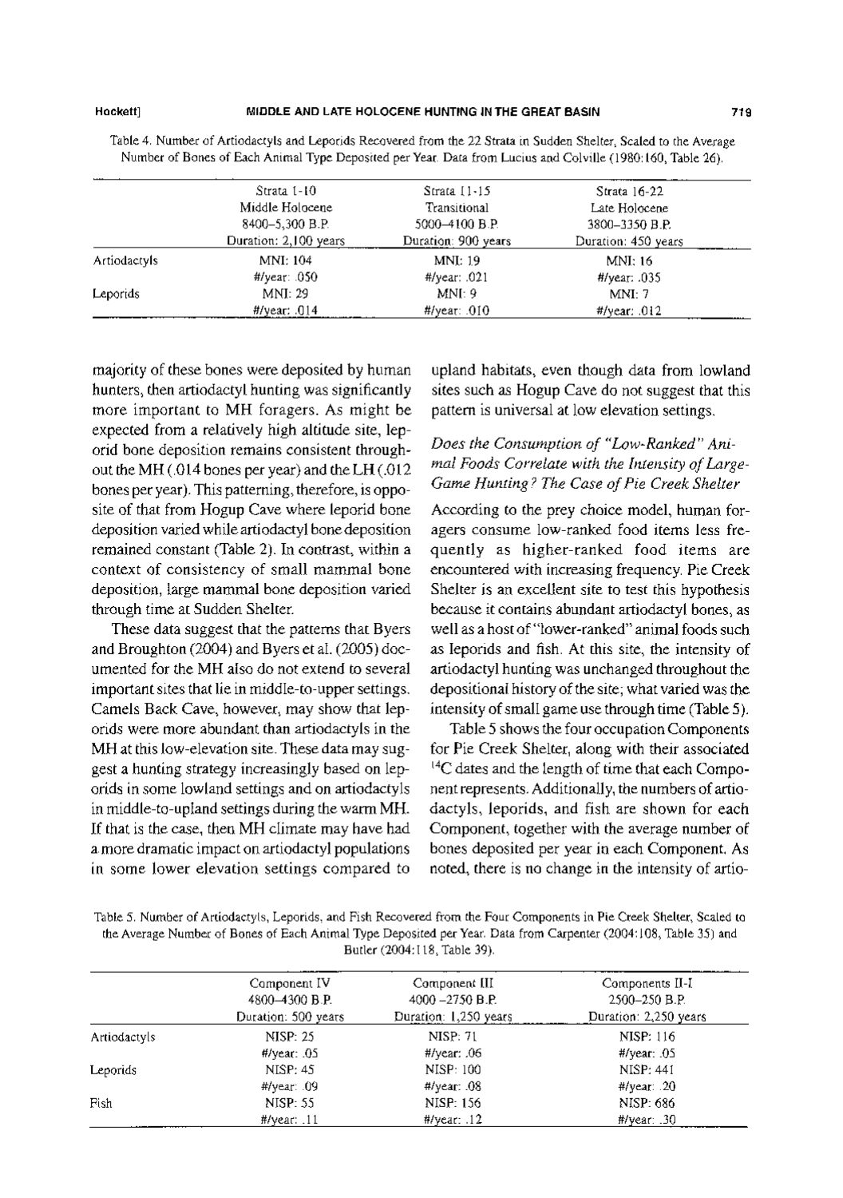Table 4. Number of Artiodactyls and Leporids Recovered from the 22 Strata in Sudden Shelter, Scaled to the Average Number of Bones of Each Animal Type Deposited per Year. Data from Lucius and Colville (1980:160, Table 26).

| | Strata 1-10<br>Middle Holocene<br>8400–5,300 B.P.<br>Duration: 2,100 years | Strata 11-15<br>Transitional<br>5000–4100 B.P.<br>Duration: 900 years | Strata 16-22<br>Late Holocene<br>3800–3350 B.P.<br>Duration: 450 years |
|---|---|---|---|
| Artiodactyls | MNI: 104<br>#/year: .050 | MNI: 19<br>#/year: .021 | MNI: 16<br>#/year: .035 |
| Leporids | MNI: 29<br>#/year: .014 | MNI: 9<br>#/year: .010 | MNI: 7<br>#/year: .012 |

majority of these bones were deposited by human hunters, then artiodactyl hunting was significantly more important to MH foragers. As might be expected from a relatively high altitude site, leporid bone deposition remains consistent throughout the MH (.014 bones per year) and the LH (.012 bones per year). This patterning, therefore, is opposite of that from Hogup Cave where leporid bone deposition varied while artiodactyl bone deposition remained constant (Table 2). In contrast, within a context of consistency of small mammal bone deposition, large mammal bone deposition varied through time at Sudden Shelter.

These data suggest that the patterns that Byers and Broughton (2004) and Byers et al. (2005) documented for the MH also do not extend to several important sites that lie in middle-to-upper settings. Camels Back Cave, however, may show that leporids were more abundant than artiodactyls in the MH at this low-elevation site. These data may suggest a hunting strategy increasingly based on leporids in some lowland settings and on artiodactyls in middle-to-upland settings during the warm MH. If that is the case, then MH climate may have had a more dramatic impact on artiodactyl populations in some lower elevation settings compared to upland habitats, even though data from lowland sites such as Hogup Cave do not suggest that this pattern is universal at low elevation settings.

### *Does the Consumption of "Low-Ranked" Animal Foods Correlate with the Intensity of Large-Game Hunting? The Case of Pie Creek Shelter*

According to the prey choice model, human foragers consume low-ranked food items less frequently as higher-ranked food items are encountered with increasing frequency. Pie Creek Shelter is an excellent site to test this hypothesis because it contains abundant artiodactyl bones, as well as a host of "lower-ranked" animal foods such as leporids and fish. At this site, the intensity of artiodactyl hunting was unchanged throughout the depositional history of the site; what varied was the intensity of small game use through time (Table 5).

Table 5 shows the four occupation Components for Pie Creek Shelter, along with their associated $^{14}C$ dates and the length of time that each Component represents. Additionally, the numbers of artiodactyls, leporids, and fish are shown for each Component, together with the average number of bones deposited per year in each Component. As noted, there is no change in the intensity of artio-

Table 5. Number of Artiodactyls, Leporids, and Fish Recovered from the Four Components in Pie Creek Shelter, Scaled to the Average Number of Bones of Each Animal Type Deposited per Year. Data from Carpenter (2004:108, Table 35) and Butler (2004:118, Table 39).

| | Component IV<br>4800–4300 B.P.<br>Duration: 500 years | Component III<br>4000 –2750 B.P.<br>Duration: 1,250 years | Components II-I<br>2500–250 B.P.<br>Duration: 2,250 years |
|---|---|---|---|
| Artiodactyls | NISP: 25<br>#/year: .05 | NISP: 71<br>#/year: .06 | NISP: 116<br>#/year: .05 |
| Leporids | NISP: 45<br>#/year: .09 | NISP: 100<br>#/year: .08 | NISP: 441<br>#/year: .20 |
| Fish | NISP: 55<br>#/year: .11 | NISP: 156<br>#/year: .12 | NISP: 686<br>#/year: .30 |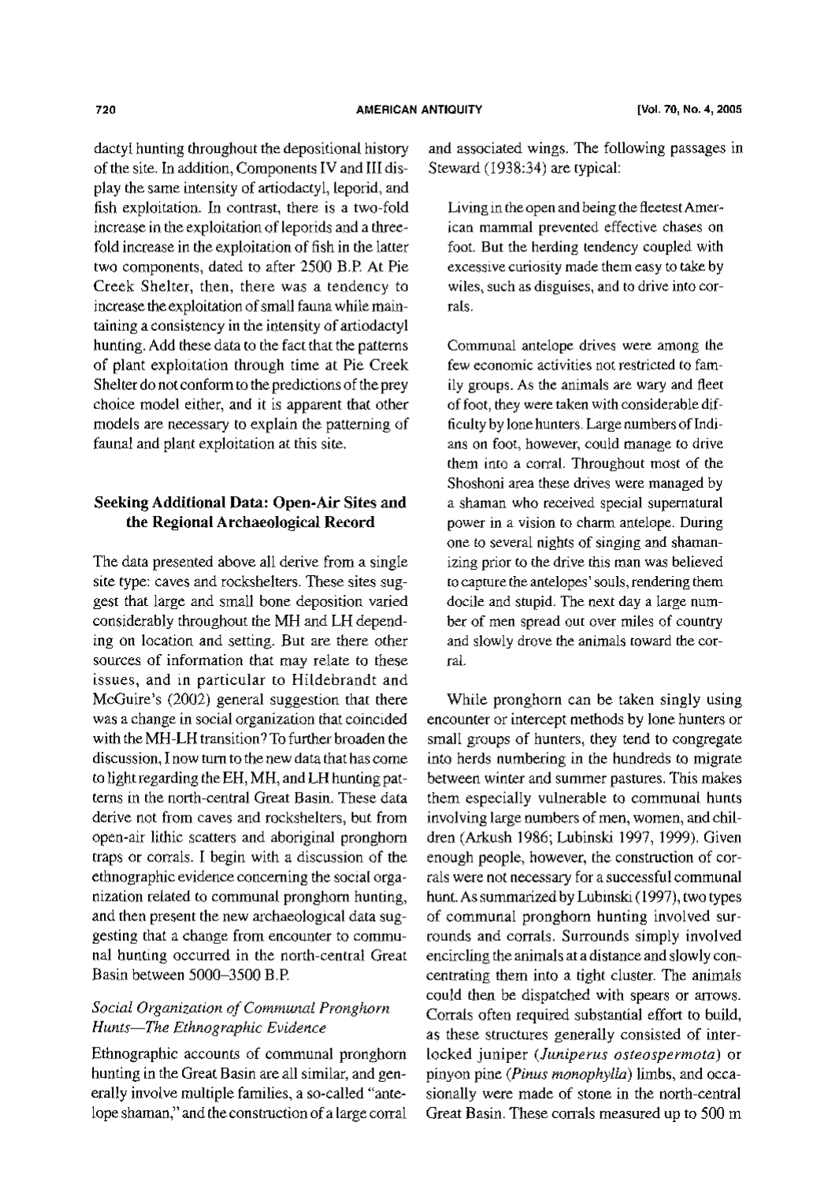dactyl hunting throughout the depositional history of the site. In addition, Components IV and III display the same intensity of artiodactyl, leporid, and fish exploitation. In contrast, there is a two-fold increase in the exploitation of leporids and a three-fold increase in the exploitation of fish in the latter two components, dated to after 2500 B.P. At Pie Creek Shelter, then, there was a tendency to increase the exploitation of small fauna while maintaining a consistency in the intensity of artiodactyl hunting. Add these data to the fact that the patterns of plant exploitation through time at Pie Creek Shelter do not conform to the predictions of the prey choice model either, and it is apparent that other models are necessary to explain the patterning of faunal and plant exploitation at this site.

## Seeking Additional Data: Open-Air Sites and the Regional Archaeological Record

The data presented above all derive from a single site type: caves and rockshelters. These sites suggest that large and small bone deposition varied considerably throughout the MH and LH depending on location and setting. But are there other sources of information that may relate to these issues, and in particular to Hildebrandt and McGuire's (2002) general suggestion that there was a change in social organization that coincided with the MH-LH transition? To further broaden the discussion, I now turn to the new data that has come to light regarding the EH, MH, and LH hunting patterns in the north-central Great Basin. These data derive not from caves and rockshelters, but from open-air lithic scatters and aboriginal pronghorn traps or corrals. I begin with a discussion of the ethnographic evidence concerning the social organization related to communal pronghorn hunting, and then present the new archaeological data suggesting that a change from encounter to communal hunting occurred in the north-central Great Basin between 5000–3500 B.P.

### *Social Organization of Communal Pronghorn Hunts—The Ethnographic Evidence*

Ethnographic accounts of communal pronghorn hunting in the Great Basin are all similar, and generally involve multiple families, a so-called "antelope shaman," and the construction of a large corral and associated wings. The following passages in Steward (1938:34) are typical:

> Living in the open and being the fleetest American mammal prevented effective chases on foot. But the herding tendency coupled with excessive curiosity made them easy to take by wiles, such as disguises, and to drive into corrals.
>
> Communal antelope drives were among the few economic activities not restricted to family groups. As the animals are wary and fleet of foot, they were taken with considerable difficulty by lone hunters. Large numbers of Indians on foot, however, could manage to drive them into a corral. Throughout most of the Shoshoni area these drives were managed by a shaman who received special supernatural power in a vision to charm antelope. During one to several nights of singing and shamanizing prior to the drive this man was believed to capture the antelopes' souls, rendering them docile and stupid. The next day a large number of men spread out over miles of country and slowly drove the animals toward the corral.

While pronghorn can be taken singly using encounter or intercept methods by lone hunters or small groups of hunters, they tend to congregate into herds numbering in the hundreds to migrate between winter and summer pastures. This makes them especially vulnerable to communal hunts involving large numbers of men, women, and children (Arkush 1986; Lubinski 1997, 1999). Given enough people, however, the construction of corrals were not necessary for a successful communal hunt. As summarized by Lubinski (1997), two types of communal pronghorn hunting involved surrounds and corrals. Surrounds simply involved encircling the animals at a distance and slowly concentrating them into a tight cluster. The animals could then be dispatched with spears or arrows. Corrals often required substantial effort to build, as these structures generally consisted of interlocked juniper (*Juniperus osteospermota*) or pinyon pine (*Pinus monophylla*) limbs, and occasionally were made of stone in the north-central Great Basin. These corrals measured up to 500 m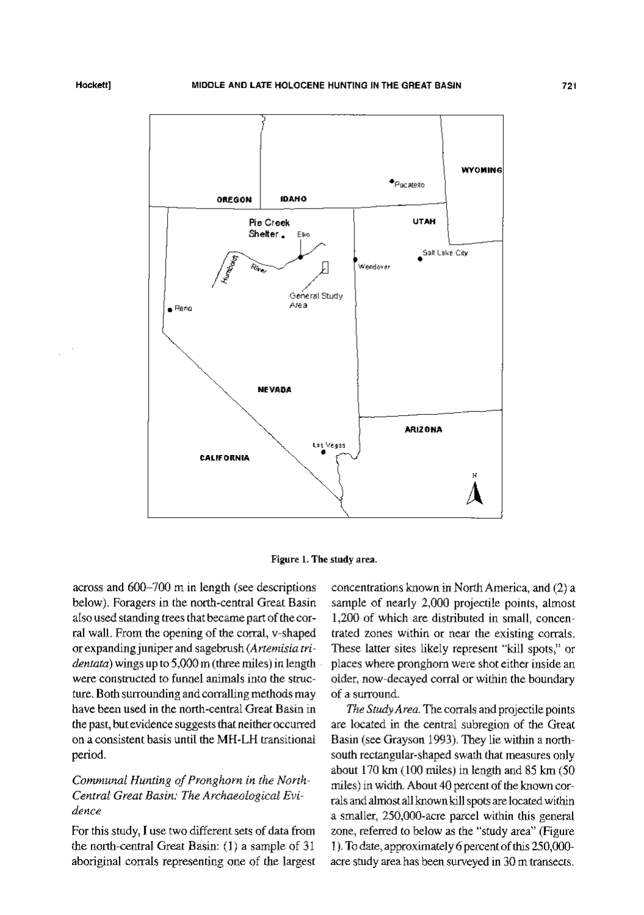Figure 1. The study area.

across and 600–700 m in length (see descriptions below). Foragers in the north-central Great Basin also used standing trees that became part of the corral wall. From the opening of the corral, v-shaped or expanding juniper and sagebrush (*Artemisia tridentata*) wings up to 5,000 m (three miles) in length were constructed to funnel animals into the structure. Both surrounding and corralling methods may have been used in the north-central Great Basin in the past, but evidence suggests that neither occurred on a consistent basis until the MH-LH transitional period.

### *Communal Hunting of Pronghorn in the North-Central Great Basin: The Archaeological Evidence*

For this study, I use two different sets of data from the north-central Great Basin: (1) a sample of 31 aboriginal corrals representing one of the largest concentrations known in North America, and (2) a sample of nearly 2,000 projectile points, almost 1,200 of which are distributed in small, concentrated zones within or near the existing corrals. These latter sites likely represent "kill spots," or places where pronghorn were shot either inside an older, now-decayed corral or within the boundary of a surround.

*The Study Area.* The corrals and projectile points are located in the central subregion of the Great Basin (see Grayson 1993). They lie within a north-south rectangular-shaped swath that measures only about 170 km (100 miles) in length and 85 km (50 miles) in width. About 40 percent of the known corrals and almost all known kill spots are located within a smaller, 250,000-acre parcel within this general zone, referred to below as the "study area" (Figure 1). To date, approximately 6 percent of this 250,000-acre study area has been surveyed in 30 m transects.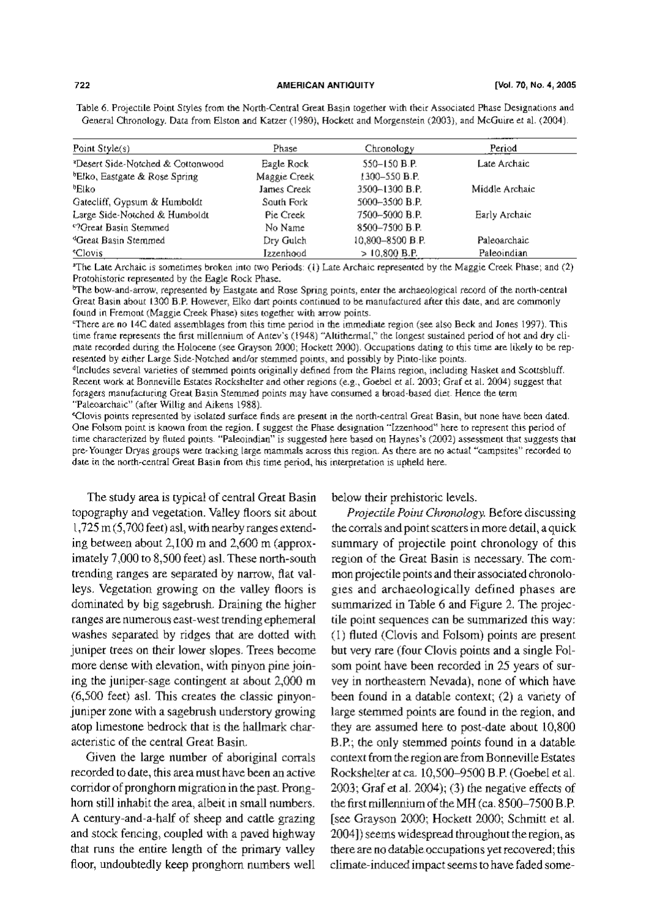Table 6. Projectile Point Styles from the North-Central Great Basin together with their Associated Phase Designations and General Chronology. Data from Elston and Katzer (1980), Hockett and Morgenstein (2003), and McGuire et al. (2004).

| Point Style(s) | Phase | Chronology | Period |
|---|---|---|---|
| [a]Desert Side-Notched & Cottonwood | Eagle Rock | 550–150 B.P. | Late Archaic |
| [b]Elko, Eastgate & Rose Spring | Maggie Creek | 1300–550 B.P. | |
| [b]Elko | James Creek | 3500–1300 B.P. | Middle Archaic |
| Gatecliff, Gypsum & Humboldt | South Fork | 5000–3500 B.P. | |
| Large Side-Notched & Humboldt | Pie Creek | 7500–5000 B.P. | Early Archaic |
| [c]?Great Basin Stemmed | No Name | 8500–7500 B.P. | |
| [d]Great Basin Stemmed | Dry Gulch | 10,800–8500 B.P. | Paleoarchaic |
| [e]Clovis | Izzenhood | > 10,800 B.P. | Paleoindian |

[a]The Late Archaic is sometimes broken into two Periods: (1) Late Archaic represented by the Maggie Creek Phase; and (2) Protohistoric represented by the Eagle Rock Phase.

[b]The bow-and-arrow, represented by Eastgate and Rose Spring points, enter the archaeological record of the north-central Great Basin about 1300 B.P. However, Elko dart points continued to be manufactured after this date, and are commonly found in Fremont (Maggie Creek Phase) sites together with arrow points.

[c]There are no 14C dated assemblages from this time period in the immediate region (see also Beck and Jones 1997). This time frame represents the first millennium of Antev's (1948) "Altithermal," the longest sustained period of hot and dry climate recorded during the Holocene (see Grayson 2000; Hockett 2000). Occupations dating to this time are likely to be represented by either Large Side-Notched and/or stemmed points, and possibly by Pinto-like points.

[d]Includes several varieties of stemmed points originally defined from the Plains region, including Hasket and Scottsbluff. Recent work at Bonneville Estates Rockshelter and other regions (e.g., Goebel et al. 2003; Graf et al. 2004) suggest that foragers manufacturing Great Basin Stemmed points may have consumed a broad-based diet. Hence the term "Paleoarchaic" (after Willig and Aikens 1988).

[e]Clovis points represented by isolated surface finds are present in the north-central Great Basin, but none have been dated. One Folsom point is known from the region. I suggest the Phase designation "Izzenhood" here to represent this period of time characterized by fluted points. "Paleoindian" is suggested here based on Haynes's (2002) assessment that suggests that pre-Younger Dryas groups were tracking large mammals across this region. As there are no actual "campsites" recorded to date in the north-central Great Basin from this time period, his interpretation is upheld here.

The study area is typical of central Great Basin topography and vegetation. Valley floors sit about 1,725 m (5,700 feet) asl, with nearby ranges extending between about 2,100 m and 2,600 m (approximately 7,000 to 8,500 feet) asl. These north-south trending ranges are separated by narrow, flat valleys. Vegetation growing on the valley floors is dominated by big sagebrush. Draining the higher ranges are numerous east-west trending ephemeral washes separated by ridges that are dotted with juniper trees on their lower slopes. Trees become more dense with elevation, with pinyon pine joining the juniper-sage contingent at about 2,000 m (6,500 feet) asl. This creates the classic pinyon-juniper zone with a sagebrush understory growing atop limestone bedrock that is the hallmark characteristic of the central Great Basin.

Given the large number of aboriginal corrals recorded to date, this area must have been an active corridor of pronghorn migration in the past. Pronghorn still inhabit the area, albeit in small numbers. A century-and-a-half of sheep and cattle grazing and stock fencing, coupled with a paved highway that runs the entire length of the primary valley floor, undoubtedly keep pronghorn numbers well below their prehistoric levels.

*Projectile Point Chronology.* Before discussing the corrals and point scatters in more detail, a quick summary of projectile point chronology of this region of the Great Basin is necessary. The common projectile points and their associated chronologies and archaeologically defined phases are summarized in Table 6 and Figure 2. The projectile point sequences can be summarized this way: (1) fluted (Clovis and Folsom) points are present but very rare (four Clovis points and a single Folsom point have been recorded in 25 years of survey in northeastern Nevada), none of which have been found in a datable context; (2) a variety of large stemmed points are found in the region, and they are assumed here to post-date about 10,800 B.P.; the only stemmed points found in a datable context from the region are from Bonneville Estates Rockshelter at ca. 10,500–9500 B.P. (Goebel et al. 2003; Graf et al. 2004); (3) the negative effects of the first millennium of the MH (ca. 8500–7500 B.P. [see Grayson 2000; Hockett 2000; Schmitt et al. 2004]) seems widespread throughout the region, as there are no datable occupations yet recovered; this climate-induced impact seems to have faded some-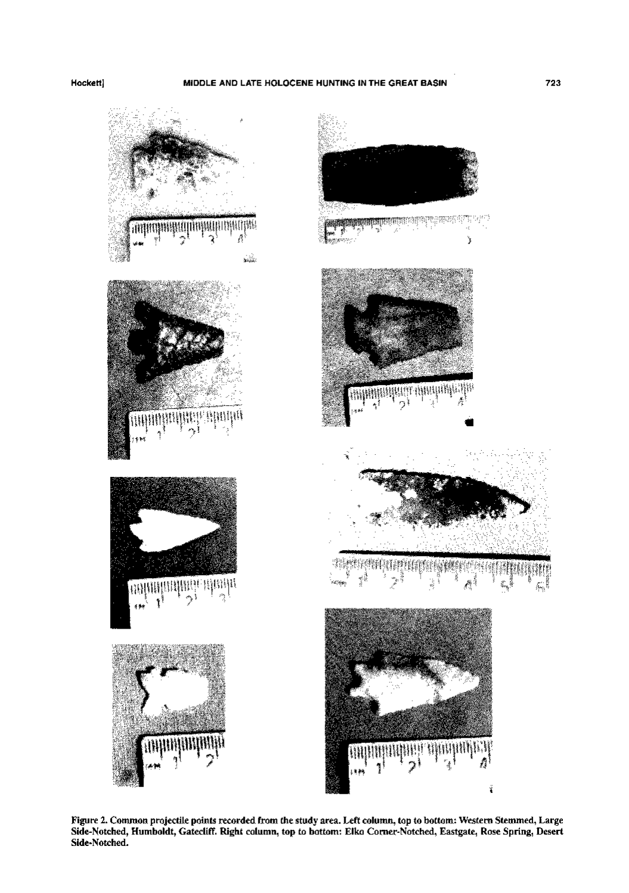Figure 2. Common projectile points recorded from the study area. Left column, top to bottom: Western Stemmed, Large Side-Notched, Humboldt, Gatecliff. Right column, top to bottom: Elko Corner-Notched, Eastgate, Rose Spring, Desert Side-Notched.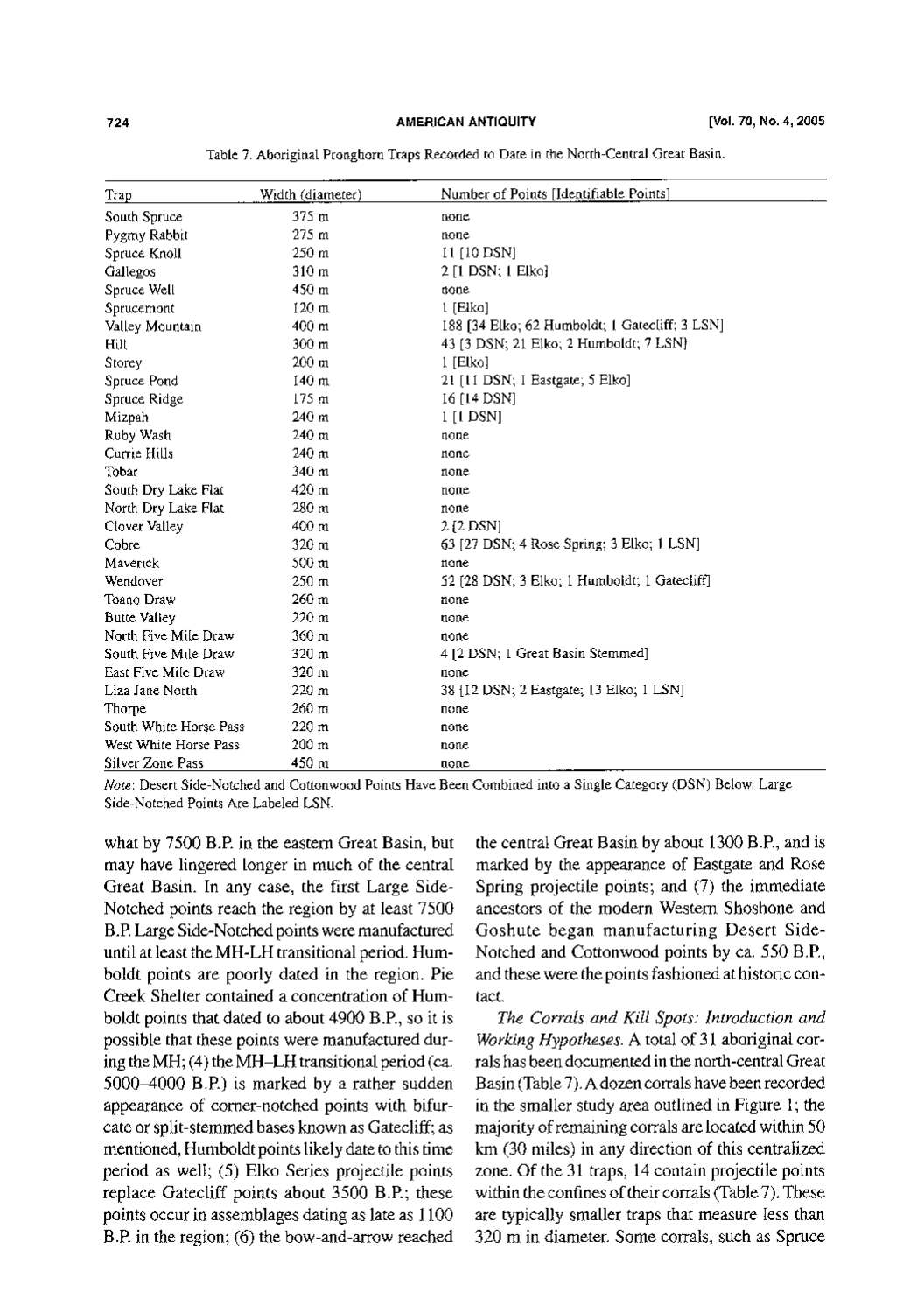Table 7. Aboriginal Pronghorn Traps Recorded to Date in the North-Central Great Basin.

| Trap | Width (diameter) | Number of Points [Identifiable Points] |
|---|---|---|
| South Spruce | 375 m | none |
| Pygmy Rabbit | 275 m | none |
| Spruce Knoll | 250 m | 11 [10 DSN] |
| Gallegos | 310 m | 2 [1 DSN; 1 Elko] |
| Spruce Well | 450 m | none |
| Sprucemont | 120 m | 1 [Elko] |
| Valley Mountain | 400 m | 188 [34 Elko; 62 Humboldt; 1 Gatecliff; 3 LSN] |
| Hill | 300 m | 43 [3 DSN; 21 Elko; 2 Humboldt; 7 LSN] |
| Storey | 200 m | 1 [Elko] |
| Spruce Pond | 140 m | 21 [11 DSN; 1 Eastgate; 5 Elko] |
| Spruce Ridge | 175 m | 16 [14 DSN] |
| Mizpah | 240 m | 1 [1 DSN] |
| Ruby Wash | 240 m | none |
| Currie Hills | 240 m | none |
| Tobar | 340 m | none |
| South Dry Lake Flat | 420 m | none |
| North Dry Lake Flat | 280 m | none |
| Clover Valley | 400 m | 2 [2 DSN] |
| Cobre | 320 m | 63 [27 DSN; 4 Rose Spring; 3 Elko; 1 LSN] |
| Maverick | 500 m | none |
| Wendover | 250 m | 52 [28 DSN; 3 Elko; 1 Humboldt; 1 Gatecliff] |
| Toano Draw | 260 m | none |
| Butte Valley | 220 m | none |
| North Five Mile Draw | 360 m | none |
| South Five Mile Draw | 320 m | 4 [2 DSN; 1 Great Basin Stemmed] |
| East Five Mile Draw | 320 m | none |
| Liza Jane North | 220 m | 38 [12 DSN; 2 Eastgate; 13 Elko; 1 LSN] |
| Thorpe | 260 m | none |
| South White Horse Pass | 220 m | none |
| West White Horse Pass | 200 m | none |
| Silver Zone Pass | 450 m | none |

*Note*: Desert Side-Notched and Cottonwood Points Have Been Combined into a Single Category (DSN) Below. Large Side-Notched Points Are Labeled LSN.

what by 7500 B.P. in the eastern Great Basin, but may have lingered longer in much of the central Great Basin. In any case, the first Large Side-Notched points reach the region by at least 7500 B.P. Large Side-Notched points were manufactured until at least the MH-LH transitional period. Humboldt points are poorly dated in the region. Pie Creek Shelter contained a concentration of Humboldt points that dated to about 4900 B.P., so it is possible that these points were manufactured during the MH; (4) the MH–LH transitional period (ca. 5000–4000 B.P.) is marked by a rather sudden appearance of corner-notched points with bifurcate or split-stemmed bases known as Gatecliff; as mentioned, Humboldt points likely date to this time period as well; (5) Elko Series projectile points replace Gatecliff points about 3500 B.P.; these points occur in assemblages dating as late as 1100 B.P. in the region; (6) the bow-and-arrow reached the central Great Basin by about 1300 B.P., and is marked by the appearance of Eastgate and Rose Spring projectile points; and (7) the immediate ancestors of the modern Western Shoshone and Goshute began manufacturing Desert Side-Notched and Cottonwood points by ca. 550 B.P., and these were the points fashioned at historic contact.

*The Corrals and Kill Spots: Introduction and Working Hypotheses.* A total of 31 aboriginal corrals has been documented in the north-central Great Basin (Table 7). A dozen corrals have been recorded in the smaller study area outlined in Figure 1; the majority of remaining corrals are located within 50 km (30 miles) in any direction of this centralized zone. Of the 31 traps, 14 contain projectile points within the confines of their corrals (Table 7). These are typically smaller traps that measure less than 320 m in diameter. Some corrals, such as Spruce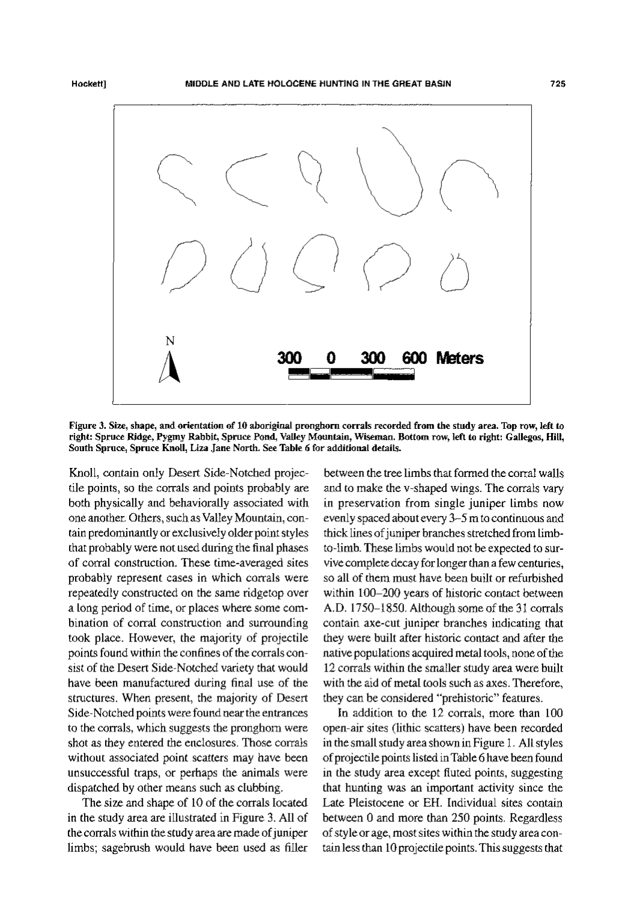Figure 3. Size, shape, and orientation of 10 aboriginal pronghorn corrals recorded from the study area. Top row, left to right: Spruce Ridge, Pygmy Rabbit, Spruce Pond, Valley Mountain, Wiseman. Bottom row, left to right: Gallegos, Hill, South Spruce, Spruce Knoll, Liza Jane North. See Table 6 for additional details.

Knoll, contain only Desert Side-Notched projectile points, so the corrals and points probably are both physically and behaviorally associated with one another. Others, such as Valley Mountain, contain predominantly or exclusively older point styles that probably were not used during the final phases of corral construction. These time-averaged sites probably represent cases in which corrals were repeatedly constructed on the same ridgetop over a long period of time, or places where some combination of corral construction and surrounding took place. However, the majority of projectile points found within the confines of the corrals consist of the Desert Side-Notched variety that would have been manufactured during final use of the structures. When present, the majority of Desert Side-Notched points were found near the entrances to the corrals, which suggests the pronghorn were shot as they entered the enclosures. Those corrals without associated point scatters may have been unsuccessful traps, or perhaps the animals were dispatched by other means such as clubbing.

The size and shape of 10 of the corrals located in the study area are illustrated in Figure 3. All of the corrals within the study area are made of juniper limbs; sagebrush would have been used as filler between the tree limbs that formed the corral walls and to make the v-shaped wings. The corrals vary in preservation from single juniper limbs now evenly spaced about every 3–5 m to continuous and thick lines of juniper branches stretched from limb-to-limb. These limbs would not be expected to survive complete decay for longer than a few centuries, so all of them must have been built or refurbished within 100–200 years of historic contact between A.D. 1750–1850. Although some of the 31 corrals contain axe-cut juniper branches indicating that they were built after historic contact and after the native populations acquired metal tools, none of the 12 corrals within the smaller study area were built with the aid of metal tools such as axes. Therefore, they can be considered "prehistoric" features.

In addition to the 12 corrals, more than 100 open-air sites (lithic scatters) have been recorded in the small study area shown in Figure 1. All styles of projectile points listed in Table 6 have been found in the study area except fluted points, suggesting that hunting was an important activity since the Late Pleistocene or EH. Individual sites contain between 0 and more than 250 points. Regardless of style or age, most sites within the study area contain less than 10 projectile points. This suggests that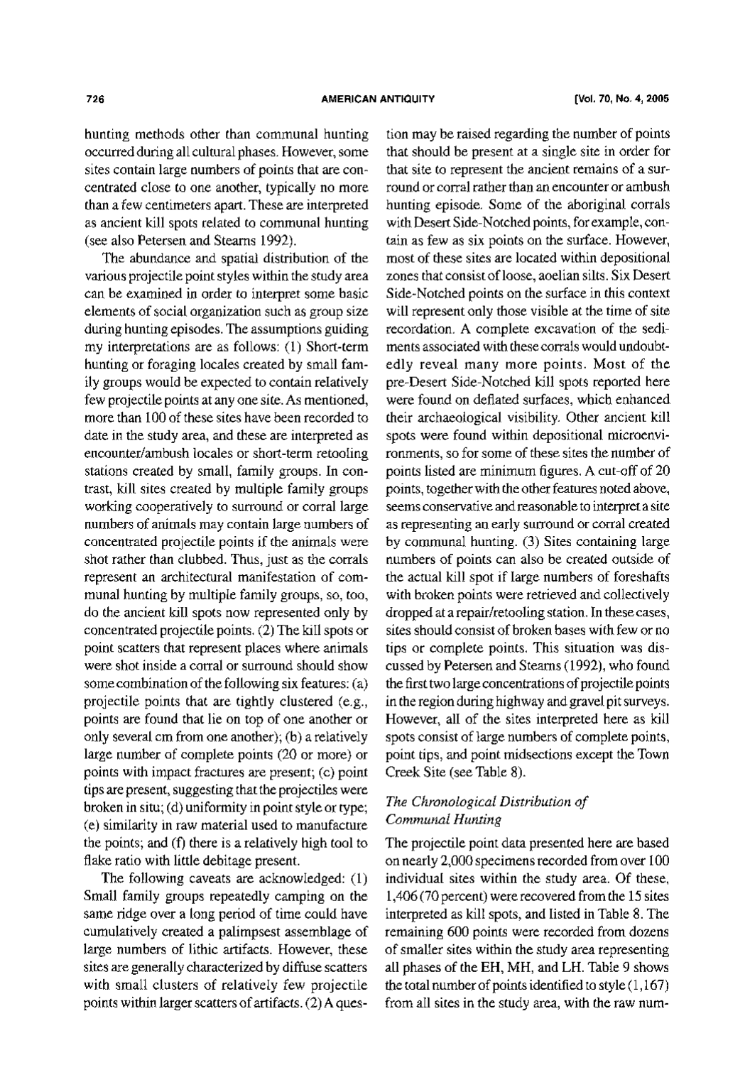hunting methods other than communal hunting occurred during all cultural phases. However, some sites contain large numbers of points that are concentrated close to one another, typically no more than a few centimeters apart. These are interpreted as ancient kill spots related to communal hunting (see also Petersen and Stearns 1992).

The abundance and spatial distribution of the various projectile point styles within the study area can be examined in order to interpret some basic elements of social organization such as group size during hunting episodes. The assumptions guiding my interpretations are as follows: (1) Short-term hunting or foraging locales created by small family groups would be expected to contain relatively few projectile points at any one site. As mentioned, more than 100 of these sites have been recorded to date in the study area, and these are interpreted as encounter/ambush locales or short-term retooling stations created by small, family groups. In contrast, kill sites created by multiple family groups working cooperatively to surround or corral large numbers of animals may contain large numbers of concentrated projectile points if the animals were shot rather than clubbed. Thus, just as the corrals represent an architectural manifestation of communal hunting by multiple family groups, so, too, do the ancient kill spots now represented only by concentrated projectile points. (2) The kill spots or point scatters that represent places where animals were shot inside a corral or surround should show some combination of the following six features: (a) projectile points that are tightly clustered (e.g., points are found that lie on top of one another or only several cm from one another); (b) a relatively large number of complete points (20 or more) or points with impact fractures are present; (c) point tips are present, suggesting that the projectiles were broken in situ; (d) uniformity in point style or type; (e) similarity in raw material used to manufacture the points; and (f) there is a relatively high tool to flake ratio with little debitage present.

The following caveats are acknowledged: (1) Small family groups repeatedly camping on the same ridge over a long period of time could have cumulatively created a palimpsest assemblage of large numbers of lithic artifacts. However, these sites are generally characterized by diffuse scatters with small clusters of relatively few projectile points within larger scatters of artifacts. (2) A question may be raised regarding the number of points that should be present at a single site in order for that site to represent the ancient remains of a surround or corral rather than an encounter or ambush hunting episode. Some of the aboriginal corrals with Desert Side-Notched points, for example, contain as few as six points on the surface. However, most of these sites are located within depositional zones that consist of loose, aoelian silts. Six Desert Side-Notched points on the surface in this context will represent only those visible at the time of site recordation. A complete excavation of the sediments associated with these corrals would undoubtedly reveal many more points. Most of the pre-Desert Side-Notched kill spots reported here were found on deflated surfaces, which enhanced their archaeological visibility. Other ancient kill spots were found within depositional microenvironments, so for some of these sites the number of points listed are minimum figures. A cut-off of 20 points, together with the other features noted above, seems conservative and reasonable to interpret a site as representing an early surround or corral created by communal hunting. (3) Sites containing large numbers of points can also be created outside of the actual kill spot if large numbers of foreshafts with broken points were retrieved and collectively dropped at a repair/retooling station. In these cases, sites should consist of broken bases with few or no tips or complete points. This situation was discussed by Petersen and Stearns (1992), who found the first two large concentrations of projectile points in the region during highway and gravel pit surveys. However, all of the sites interpreted here as kill spots consist of large numbers of complete points, point tips, and point midsections except the Town Creek Site (see Table 8).

### *The Chronological Distribution of Communal Hunting*

The projectile point data presented here are based on nearly 2,000 specimens recorded from over 100 individual sites within the study area. Of these, 1,406 (70 percent) were recovered from the 15 sites interpreted as kill spots, and listed in Table 8. The remaining 600 points were recorded from dozens of smaller sites within the study area representing all phases of the EH, MH, and LH. Table 9 shows the total number of points identified to style (1,167) from all sites in the study area, with the raw num-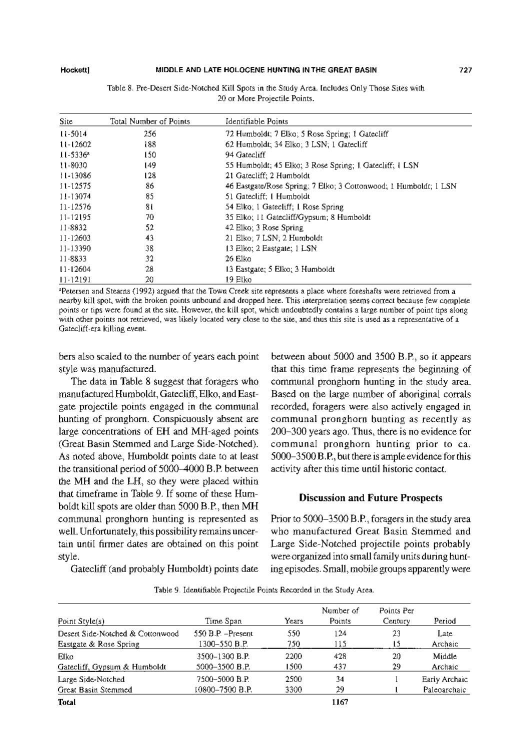Table 8. Pre-Desert Side-Notched Kill Spots in the Study Area. Includes Only Those Sites with 20 or More Projectile Points.

| Site | Total Number of Points | Identifiable Points |
|---|---|---|
| 11-5014 | 256 | 72 Humboldt; 7 Elko; 5 Rose Spring; 1 Gatecliff |
| 11-12602 | 188 | 62 Humboldt; 34 Elko; 3 LSN; 1 Gatecliff |
| 11-5336[a] | 150 | 94 Gatecliff |
| 11-8030 | 149 | 55 Humboldt; 45 Elko; 3 Rose Spring; 1 Gatecliff; 1 LSN |
| 11-13086 | 128 | 21 Gatecliff; 2 Humboldt |
| 11-12575 | 86 | 46 Eastgate/Rose Spring; 7 Elko; 3 Cottonwood; 1 Humboldt; 1 LSN |
| 11-13074 | 85 | 51 Gatecliff; 1 Humboldt |
| 11-12576 | 81 | 54 Elko; 1 Gatecliff; 1 Rose Spring |
| 11-12195 | 70 | 35 Elko; 11 Gatecliff/Gypsum; 8 Humboldt |
| 11-8832 | 52 | 42 Elko; 3 Rose Spring |
| 11-12603 | 43 | 21 Elko; 7 LSN; 2 Humboldt |
| 11-13390 | 38 | 13 Elko; 2 Eastgate; 1 LSN |
| 11-8833 | 32 | 26 Elko |
| 11-12604 | 28 | 13 Eastgate; 5 Elko; 3 Humboldt |
| 11-12191 | 20 | 19 Elko |

[a]Petersen and Stearns (1992) argued that the Town Creek site represents a place where foreshafts were retrieved from a nearby kill spot, with the broken points unbound and dropped here. This interpretation seems correct because few complete points or tips were found at the site. However, the kill spot, which undoubtedly contains a large number of point tips along with other points not retrieved, was likely located very close to the site, and thus this site is used as a representative of a Gatecliff-era killing event.

bers also scaled to the number of years each point style was manufactured.

The data in Table 8 suggest that foragers who manufactured Humboldt, Gatecliff, Elko, and Eastgate projectile points engaged in the communal hunting of pronghorn. Conspicuously absent are large concentrations of EH and MH-aged points (Great Basin Stemmed and Large Side-Notched). As noted above, Humboldt points date to at least the transitional period of 5000–4000 B.P. between the MH and the LH, so they were placed within that timeframe in Table 9. If some of these Humboldt kill spots are older than 5000 B.P., then MH communal pronghorn hunting is represented as well. Unfortunately, this possibility remains uncertain until firmer dates are obtained on this point style.

Gatecliff (and probably Humboldt) points date between about 5000 and 3500 B.P., so it appears that this time frame represents the beginning of communal pronghorn hunting in the study area. Based on the large number of aboriginal corrals recorded, foragers were also actively engaged in communal pronghorn hunting as recently as 200–300 years ago. Thus, there is no evidence for communal pronghorn hunting prior to ca. 5000–3500 B.P., but there is ample evidence for this activity after this time until historic contact.

## Discussion and Future Prospects

Prior to 5000–3500 B.P., foragers in the study area who manufactured Great Basin Stemmed and Large Side-Notched projectile points probably were organized into small family units during hunting episodes. Small, mobile groups apparently were

Table 9. Identifiable Projectile Points Recorded in the Study Area.

| Point Style(s) | Time Span | Years | Number of Points | Points Per Century | Period |
|---|---|---|---|---|---|
| Desert Side-Notched & Cottonwood | 550 B.P. –Present | 550 | 124 | 23 | Late |
| Eastgate & Rose Spring | 1300–550 B.P. | 750 | 115 | 15 | Archaic |
| Elko | 3500–1300 B.P. | 2200 | 428 | 20 | Middle |
| Gatecliff, Gypsum & Humboldt | 5000–3500 B.P. | 1500 | 437 | 29 | Archaic |
| Large Side-Notched | 7500–5000 B.P. | 2500 | 34 | 1 | Early Archaic |
| Great Basin Stemmed | 10800–7500 B.P. | 3300 | 29 | 1 | Paleoarchaic |
| **Total** | | | **1167** | | |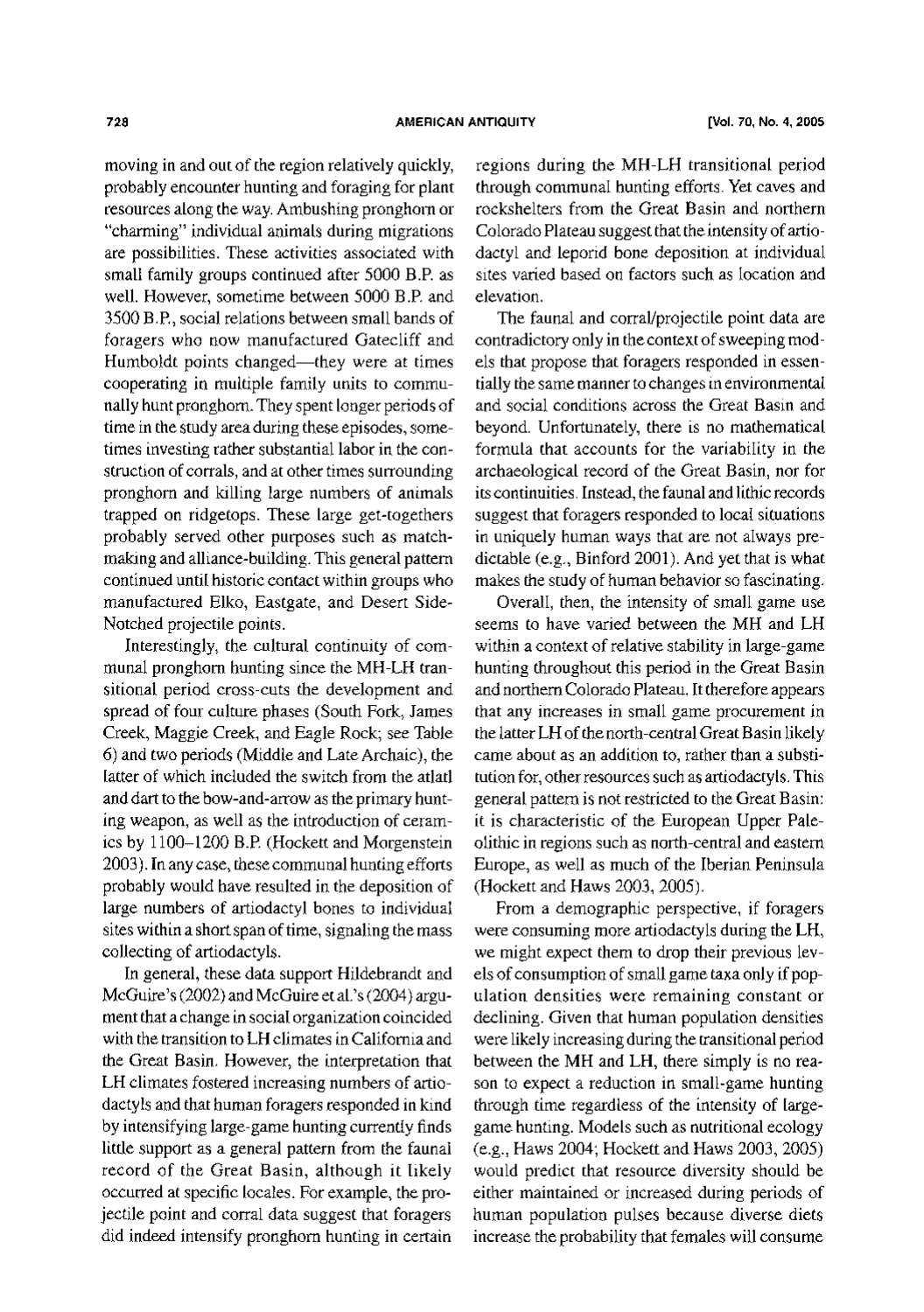moving in and out of the region relatively quickly, probably encounter hunting and foraging for plant resources along the way. Ambushing pronghorn or "charming" individual animals during migrations are possibilities. These activities associated with small family groups continued after 5000 B.P. as well. However, sometime between 5000 B.P. and 3500 B.P., social relations between small bands of foragers who now manufactured Gatecliff and Humboldt points changed—they were at times cooperating in multiple family units to communally hunt pronghorn. They spent longer periods of time in the study area during these episodes, sometimes investing rather substantial labor in the construction of corrals, and at other times surrounding pronghorn and killing large numbers of animals trapped on ridgetops. These large get-togethers probably served other purposes such as matchmaking and alliance-building. This general pattern continued until historic contact within groups who manufactured Elko, Eastgate, and Desert Side-Notched projectile points.

Interestingly, the cultural continuity of communal pronghorn hunting since the MH-LH transitional period cross-cuts the development and spread of four culture phases (South Fork, James Creek, Maggie Creek, and Eagle Rock; see Table 6) and two periods (Middle and Late Archaic), the latter of which included the switch from the atlatl and dart to the bow-and-arrow as the primary hunting weapon, as well as the introduction of ceramics by 1100–1200 B.P. (Hockett and Morgenstein 2003). In any case, these communal hunting efforts probably would have resulted in the deposition of large numbers of artiodactyl bones to individual sites within a short span of time, signaling the mass collecting of artiodactyls.

In general, these data support Hildebrandt and McGuire's (2002) and McGuire et al.'s (2004) argument that a change in social organization coincided with the transition to LH climates in California and the Great Basin. However, the interpretation that LH climates fostered increasing numbers of artiodactyls and that human foragers responded in kind by intensifying large-game hunting currently finds little support as a general pattern from the faunal record of the Great Basin, although it likely occurred at specific locales. For example, the projectile point and corral data suggest that foragers did indeed intensify pronghorn hunting in certain regions during the MH-LH transitional period through communal hunting efforts. Yet caves and rockshelters from the Great Basin and northern Colorado Plateau suggest that the intensity of artiodactyl and leporid bone deposition at individual sites varied based on factors such as location and elevation.

The faunal and corral/projectile point data are contradictory only in the context of sweeping models that propose that foragers responded in essentially the same manner to changes in environmental and social conditions across the Great Basin and beyond. Unfortunately, there is no mathematical formula that accounts for the variability in the archaeological record of the Great Basin, nor for its continuities. Instead, the faunal and lithic records suggest that foragers responded to local situations in uniquely human ways that are not always predictable (e.g., Binford 2001). And yet that is what makes the study of human behavior so fascinating.

Overall, then, the intensity of small game use seems to have varied between the MH and LH within a context of relative stability in large-game hunting throughout this period in the Great Basin and northern Colorado Plateau. It therefore appears that any increases in small game procurement in the latter LH of the north-central Great Basin likely came about as an addition to, rather than a substitution for, other resources such as artiodactyls. This general pattern is not restricted to the Great Basin: it is characteristic of the European Upper Paleolithic in regions such as north-central and eastern Europe, as well as much of the Iberian Peninsula (Hockett and Haws 2003, 2005).

From a demographic perspective, if foragers were consuming more artiodactyls during the LH, we might expect them to drop their previous levels of consumption of small game taxa only if population densities were remaining constant or declining. Given that human population densities were likely increasing during the transitional period between the MH and LH, there simply is no reason to expect a reduction in small-game hunting through time regardless of the intensity of large-game hunting. Models such as nutritional ecology (e.g., Haws 2004; Hockett and Haws 2003, 2005) would predict that resource diversity should be either maintained or increased during periods of human population pulses because diverse diets increase the probability that females will consume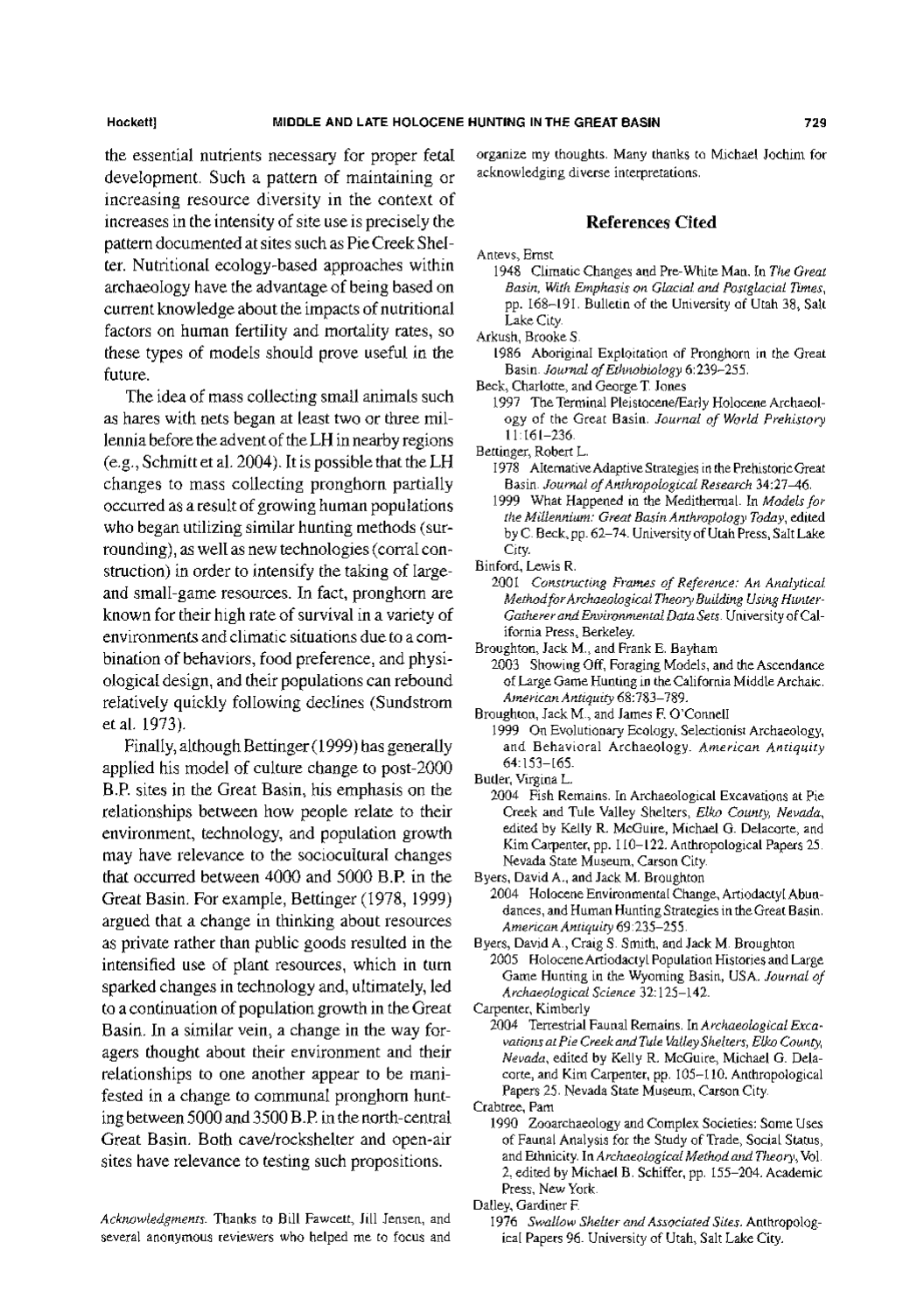the essential nutrients necessary for proper fetal development. Such a pattern of maintaining or increasing resource diversity in the context of increases in the intensity of site use is precisely the pattern documented at sites such as Pie Creek Shelter. Nutritional ecology-based approaches within archaeology have the advantage of being based on current knowledge about the impacts of nutritional factors on human fertility and mortality rates, so these types of models should prove useful in the future.

The idea of mass collecting small animals such as hares with nets began at least two or three millennia before the advent of the LH in nearby regions (e.g., Schmitt et al. 2004). It is possible that the LH changes to mass collecting pronghorn partially occurred as a result of growing human populations who began utilizing similar hunting methods (surrounding), as well as new technologies (corral construction) in order to intensify the taking of large- and small-game resources. In fact, pronghorn are known for their high rate of survival in a variety of environments and climatic situations due to a combination of behaviors, food preference, and physiological design, and their populations can rebound relatively quickly following declines (Sundstrom et al. 1973).

Finally, although Bettinger (1999) has generally applied his model of culture change to post-2000 B.P. sites in the Great Basin, his emphasis on the relationships between how people relate to their environment, technology, and population growth may have relevance to the sociocultural changes that occurred between 4000 and 5000 B.P. in the Great Basin. For example, Bettinger (1978, 1999) argued that a change in thinking about resources as private rather than public goods resulted in the intensified use of plant resources, which in turn sparked changes in technology and, ultimately, led to a continuation of population growth in the Great Basin. In a similar vein, a change in the way foragers thought about their environment and their relationships to one another appear to be manifested in a change to communal pronghorn hunting between 5000 and 3500 B.P. in the north-central Great Basin. Both cave/rockshelter and open-air sites have relevance to testing such propositions.

*Acknowledgments.* Thanks to Bill Fawcett, Jill Jensen, and several anonymous reviewers who helped me to focus and organize my thoughts. Many thanks to Michael Jochim for acknowledging diverse interpretations.

## References Cited

Antevs, Ernst
1948 Climatic Changes and Pre-White Man. In *The Great Basin, With Emphasis on Glacial and Postglacial Times*, pp. 168–191. Bulletin of the University of Utah 38, Salt Lake City.

Arkush, Brooke S.
1986 Aboriginal Exploitation of Pronghorn in the Great Basin. *Journal of Ethnobiology* 6:239–255.

Beck, Charlotte, and George T. Jones
1997 The Terminal Pleistocene/Early Holocene Archaeology of the Great Basin. *Journal of World Prehistory* 11:161–236.

Bettinger, Robert L.
1978 Alternative Adaptive Strategies in the Prehistoric Great Basin. *Journal of Anthropological Research* 34:27–46.
1999 What Happened in the Medithermal. In *Models for the Millennium: Great Basin Anthropology Today*, edited by C. Beck, pp. 62–74. University of Utah Press, Salt Lake City.

Binford, Lewis R.
2001 *Constructing Frames of Reference: An Analytical Method for Archaeological Theory Building Using Hunter-Gatherer and Environmental Data Sets*. University of California Press, Berkeley.

Broughton, Jack M., and Frank E. Bayham
2003 Showing Off, Foraging Models, and the Ascendance of Large Game Hunting in the California Middle Archaic. *American Antiquity* 68:783–789.

Broughton, Jack M., and James F. O'Connell
1999 On Evolutionary Ecology, Selectionist Archaeology, and Behavioral Archaeology. *American Antiquity* 64:153–165.

Butler, Virginia L.
2004 Fish Remains. In Archaeological Excavations at Pie Creek and Tule Valley Shelters, *Elko County, Nevada*, edited by Kelly R. McGuire, Michael G. Delacorte, and Kim Carpenter, pp. 110–122. Anthropological Papers 25. Nevada State Museum, Carson City.

Byers, David A., and Jack M. Broughton
2004 Holocene Environmental Change, Artiodactyl Abundances, and Human Hunting Strategies in the Great Basin. *American Antiquity* 69:235–255.

Byers, David A., Craig S. Smith, and Jack M. Broughton
2005 Holocene Artiodactyl Population Histories and Large Game Hunting in the Wyoming Basin, USA. *Journal of Archaeological Science* 32:125–142.

Carpenter, Kimberly
2004 Terrestrial Faunal Remains. In *Archaeological Excavations at Pie Creek and Tule Valley Shelters, Elko County, Nevada*, edited by Kelly R. McGuire, Michael G. Delacorte, and Kim Carpenter, pp. 105–110. Anthropological Papers 25. Nevada State Museum, Carson City.

Crabtree, Pam
1990 Zooarchaeology and Complex Societies: Some Uses of Faunal Analysis for the Study of Trade, Social Status, and Ethnicity. In *Archaeological Method and Theory*, Vol. 2, edited by Michael B. Schiffer, pp. 155–204. Academic Press, New York.

Dalley, Gardiner F.
1976 *Swallow Shelter and Associated Sites*. Anthropological Papers 96. University of Utah, Salt Lake City.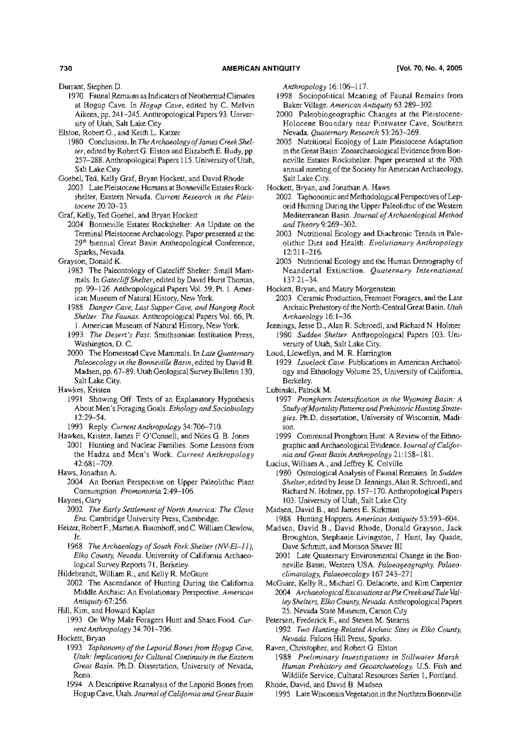Durrant, Stephen D.

1970 Faunal Remains as Indicators of Neothermal Climates at Hogup Cave. In *Hogup Cave*, edited by C. Melvin Aikens, pp. 241–245. Anthropological Papers 93. University of Utah, Salt Lake City.

Elston, Robert G., and Keith L. Katzer

1980 Conclusions. In *The Archaeology of James Creek Shelter*, edited by Robert G. Elston and Elizabeth E. Budy, pp. 257–288. Anthropological Papers 115. University of Utah, Salt Lake City.

Goebel, Ted, Kelly Graf, Bryan Hockett, and David Rhode

2003 Late Pleistocene Humans at Bonneville Estates Rockshelter, Eastern Nevada. *Current Research in the Pleistocene* 20:20–23.

Graf, Kelly, Ted Goebel, and Bryan Hockett

2004 Bonneville Estates Rockshelter: An Update on the Terminal Pleistocene Archaeology. Paper presented at the 29th biennial Great Basin Anthropological Conference, Sparks, Nevada.

Grayson, Donald K.

1983 The Paleontology of Gatecliff Shelter: Small Mammals. In *Gatecliff Shelter*, edited by David Hurst Thomas, pp. 99–126. Anthropological Papers Vol. 59, Pt. 1. American Museum of Natural History, New York.

1988 *Danger Cave, Last Supper Cave, and Hanging Rock Shelter: The Faunas*. Anthropological Papers Vol. 66, Pt. 1. American Museum of Natural History, New York.

1993 *The Desert's Past*. Smithsonian Institution Press, Washington, D. C.

2000 The Homestead Cave Mammals. In *Late Quaternary Paleoecology in the Bonneville Basin*, edited by David B. Madsen, pp. 67–89. Utah Geological Survey Bulletin 130, Salt Lake City.

Hawkes, Kristen

1991 Showing Off: Tests of an Explanatory Hypothesis About Men's Foraging Goals. *Ethology and Sociobiology* 12:29–54.

1993 Reply. *Current Anthropology* 34:706–710.

Hawkes, Kristen, James F. O'Connell, and Niles G. B. Jones

2001 Hunting and Nuclear Families: Some Lessons from the Hadza and Men's Work. *Current Anthropology* 42:681–709.

Haws, Jonathan A.

2004 An Iberian Perspective on Upper Paleolithic Plant Consumption. *Promontoria* 2:49–106.

Haynes, Gary

2002 *The Early Settlement of North America: The Clovis Era*. Cambridge University Press, Cambridge.

Heizer, Robert F., Martin A. Baumhoff, and C. William Clewlow, Jr.

1968 *The Archaeology of South Fork Shelter (NV-El-11), Elko County, Nevada*. University of California Archaeological Survey Reports 71, Berkeley.

Hildebrandt, William R., and Kelly R. McGuire

2002 The Ascendance of Hunting During the California Middle Archaic: An Evolutionary Perspective. *American Antiquity* 67:256.

Hill, Kim, and Howard Kaplan

1993 On Why Male Foragers Hunt and Share Food. *Current Anthropology* 34:701–706.

Hockett, Bryan

1993 *Taphonomy of the Leporid Bones from Hogup Cave, Utah: Implications for Cultural Continuity in the Eastern Great Basin*. Ph.D. Dissertation, University of Nevada, Reno.

1994 A Descriptive Reanalysis of the Leporid Bones from Hogup Cave, Utah. *Journal of California and Great Basin Anthropology* 16:106–117.

1998 Sociopolitical Meaning of Faunal Remains from Baker Village. *American Antiquity* 63:289–302.

2000 Paleobiogeographic Changes at the Pleistocene-Holocene Boundary near Pintwater Cave, Southern Nevada. *Quaternary Research* 53:263–269.

2005 Nutritional Ecology of Late Pleistocene Adaptation in the Great Basin: Zooarchaeological Evidence from Bonneville Estates Rockshelter. Paper presented at the 70th annual meeting of the Society for American Archaeology, Salt Lake City.

Hockett, Bryan, and Jonathan A. Haws

2002 Taphonomic and Methodological Perspectives of Leporid Hunting During the Upper Paleolithic of the Western Mediterranean Basin. *Journal of Archaeological Method and Theory* 9:269–302.

2003 Nutritional Ecology and Diachronic Trends in Paleolithic Diet and Health. *Evolutionary Anthropology* 12:211–216.

2005 Nutritional Ecology and the Human Demography of Neandertal Extinction. *Quaternary International* 137:21–34.

Hockett, Bryan, and Maury Morgenstein

2003 Ceramic Production, Fremont Foragers, and the Late Archaic Prehistory of the North-Central Great Basin. *Utah Archaeology* 16:1–36.

Jennings, Jesse D., Alan R. Schroedl, and Richard N. Holmer

1980 *Sudden Shelter*. Anthropological Papers 103. University of Utah, Salt Lake City.

Loud, Llewellyn, and M. R. Harrington

1929 *Lovelock Cave*. Publications in American Archaeology and Ethnology Volume 25, University of California, Berkeley.

Lubinski, Patrick M.

1997 *Pronghorn Intensification in the Wyoming Basin: A Study of Mortality Patterns and Prehistoric Hunting Strategies*. Ph.D. dissertation, University of Wisconsin, Madison.

1999 Communal Pronghorn Hunt: A Review of the Ethnographic and Archaeological Evidence. *Journal of California and Great Basin Anthropology* 21:158–181.

Lucius, William A., and Jeffrey K. Colville

1980 Osteological Analysis of Faunal Remains. In *Sudden Shelter*, edited by Jesse D. Jennings, Alan R. Schroedl, and Richard N. Holmer, pp. 157–170. Anthropological Papers 103. University of Utah, Salt Lake City.

Madsen, David B., and James E. Kirkman

1988 Hunting Hoppers. *American Antiquity* 53:593–604.

Madsen, David B., David Rhode, Donald Grayson, Jack Broughton, Stephanie Livingston, J. Hunt, Jay Quade, Dave Schmitt, and Monson Shaver III

2001 Late Quaternary Environmental Change in the Bonneville Basin, Western USA. *Palaeogeography, Palaeoclimatology, Palaeoecology* 167:243–271.

McGuire, Kelly R., Michael G. Delacorte, and Kim Carpenter

2004 *Archaeological Excavations at Pie Creek and Tule Valley Shelters, Elko County, Nevada*. Anthropological Papers 25. Nevada State Museum, Carson City.

Petersen, Frederick F., and Steven M. Stearns

1992 *Two Hunting-Related Archaic Sites in Elko County, Nevada*. Falcon Hill Press, Sparks.

Raven, Christopher, and Robert G. Elston

1988 *Preliminary Investigations in Stillwater Marsh: Human Prehistory and Geoarchaeology*. U.S. Fish and Wildlife Service, Cultural Resources Series 1, Portland.

Rhode, David, and David B. Madsen

1995 Late Wisconsin Vegetation in the Northern Bonneville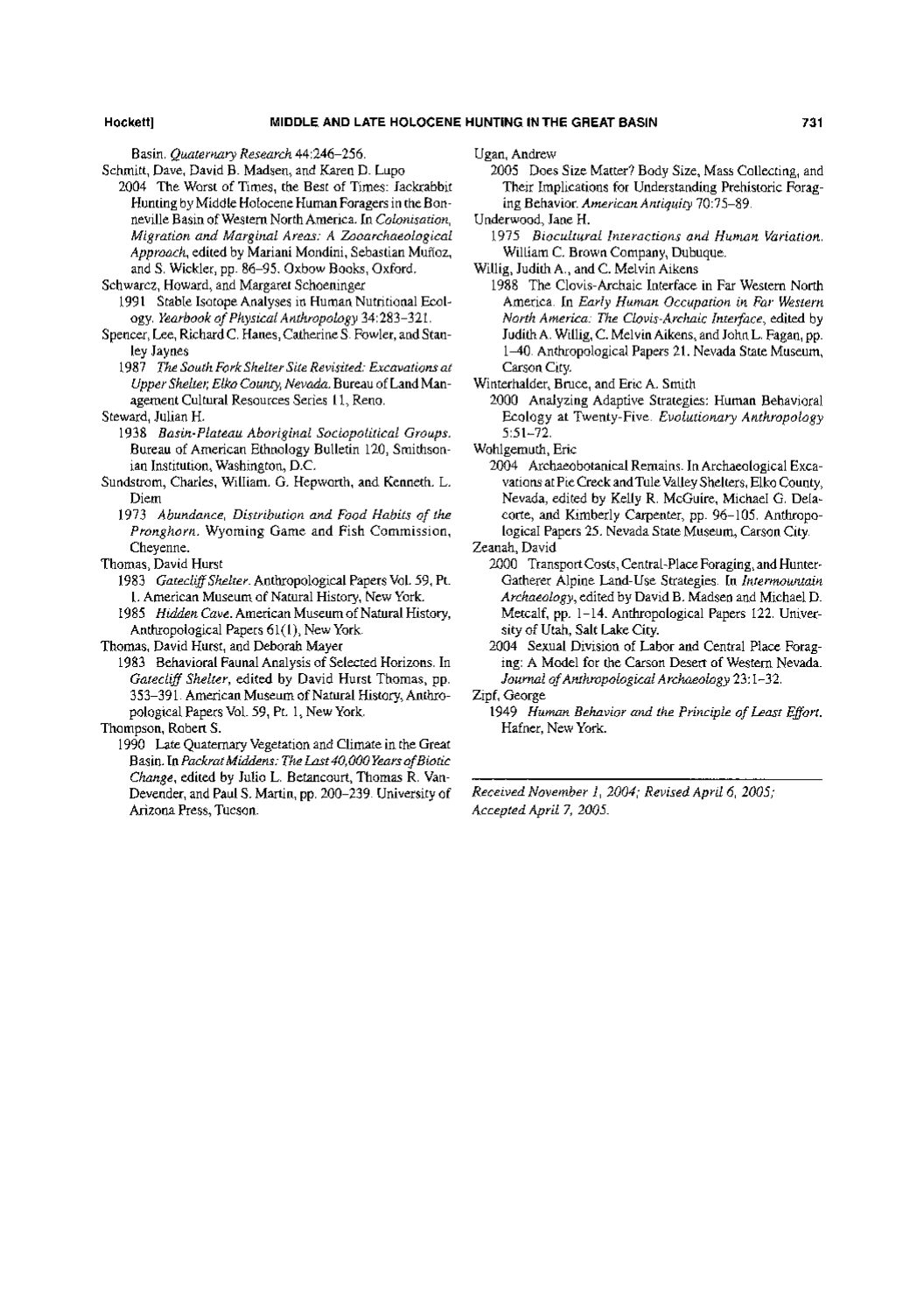Basin. *Quaternary Research* 44:246–256.

Schmitt, Dave, David B. Madsen, and Karen D. Lupo

2004 The Worst of Times, the Best of Times: Jackrabbit Hunting by Middle Holocene Human Foragers in the Bonneville Basin of Western North America. In *Colonisation, Migration and Marginal Areas: A Zooarchaeological Approach*, edited by Mariani Mondini, Sebastian Muñoz, and S. Wickler, pp. 86–95. Oxbow Books, Oxford.

Schwarcz, Howard, and Margaret Schoeninger

1991 Stable Isotope Analyses in Human Nutritional Ecology. *Yearbook of Physical Anthropology* 34:283–321.

Spencer, Lee, Richard C. Hanes, Catherine S. Fowler, and Stanley Jaynes

1987 *The South Fork Shelter Site Revisited: Excavations at Upper Shelter, Elko County, Nevada*. Bureau of Land Management Cultural Resources Series 11, Reno.

Steward, Julian H.

1938 *Basin-Plateau Aboriginal Sociopolitical Groups*. Bureau of American Ethnology Bulletin 120, Smithsonian Institution, Washington, D.C.

Sundstrom, Charles, William. G. Hepworth, and Kenneth. L. Diem

1973 *Abundance, Distribution and Food Habits of the Pronghorn*. Wyoming Game and Fish Commission, Cheyenne.

Thomas, David Hurst

1983 *Gatecliff Shelter*. Anthropological Papers Vol. 59, Pt. 1. American Museum of Natural History, New York.

1985 *Hidden Cave*. American Museum of Natural History, Anthropological Papers 61(1), New York.

Thomas, David Hurst, and Deborah Mayer

1983 Behavioral Faunal Analysis of Selected Horizons. In *Gatecliff Shelter*, edited by David Hurst Thomas, pp. 353–391. American Museum of Natural History, Anthropological Papers Vol. 59, Pt. 1, New York.

Thompson, Robert S.

1990 Late Quaternary Vegetation and Climate in the Great Basin. In *Packrat Middens: The Last 40,000 Years of Biotic Change*, edited by Julio L. Betancourt, Thomas R. VanDevender, and Paul S. Martin, pp. 200–239. University of Arizona Press, Tucson.

Ugan, Andrew

2005 Does Size Matter? Body Size, Mass Collecting, and Their Implications for Understanding Prehistoric Foraging Behavior. *American Antiquity* 70:75–89.

Underwood, Jane H.

1975 *Biocultural Interactions and Human Variation*. William C. Brown Company, Dubuque.

Willig, Judith A., and C. Melvin Aikens

1988 The Clovis-Archaic Interface in Far Western North America. In *Early Human Occupation in Far Western North America: The Clovis-Archaic Interface*, edited by Judith A. Willig, C. Melvin Aikens, and John L. Fagan, pp. 1–40. Anthropological Papers 21. Nevada State Museum, Carson City.

Winterhalder, Bruce, and Eric A. Smith

2000 Analyzing Adaptive Strategies: Human Behavioral Ecology at Twenty-Five. *Evolutionary Anthropology* 5:51–72.

Wohlgemuth, Eric

2004 Archaeobotanical Remains. In Archaeological Excavations at Pie Creek and Tule Valley Shelters, Elko County, Nevada, edited by Kelly R. McGuire, Michael G. Delacorte, and Kimberly Carpenter, pp. 96–105. Anthropological Papers 25. Nevada State Museum, Carson City.

Zeanah, David

2000 Transport Costs, Central-Place Foraging, and Hunter-Gatherer Alpine Land-Use Strategies. In *Intermountain Archaeology*, edited by David B. Madsen and Michael D. Metcalf, pp. 1–14. Anthropological Papers 122. University of Utah, Salt Lake City.

2004 Sexual Division of Labor and Central Place Foraging: A Model for the Carson Desert of Western Nevada. *Journal of Anthropological Archaeology* 23:1–32.

Zipf, George

1949 *Human Behavior and the Principle of Least Effort*. Hafner, New York.

---

*Received November 1, 2004; Revised April 6, 2005; Accepted April 7, 2005.*